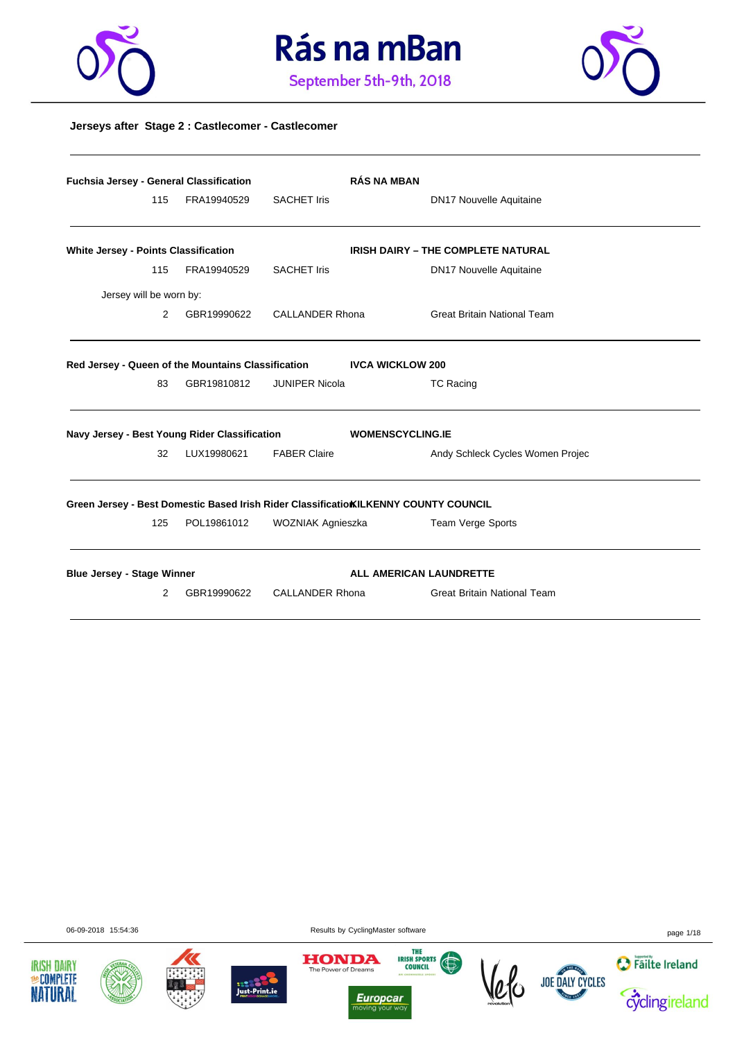# Rás na mBan

September 5th-9th, 2018

**Jerseys after Stage 2 : Castlecomer - Castlecomer**

---

**Fuchsia Jersey - General Classification** — **RÁS NA MBAN**

| | | | |
|---|---|---|---|
| 115 | FRA19940529 | SACHET Iris | DN17 Nouvelle Aquitaine |

---

**White Jersey - Points Classification** — **IRISH DAIRY – THE COMPLETE NATURAL**

| | | | |
|---|---|---|---|
| 115 | FRA19940529 | SACHET Iris | DN17 Nouvelle Aquitaine |

Jersey will be worn by:

| | | | |
|---|---|---|---|
| 2 | GBR19990622 | CALLANDER Rhona | Great Britain National Team |

---

**Red Jersey - Queen of the Mountains Classification** — **IVCA WICKLOW 200**

| | | | |
|---|---|---|---|
| 83 | GBR19810812 | JUNIPER Nicola | TC Racing |

---

**Navy Jersey - Best Young Rider Classification** — **WOMENSCYCLING.IE**

| | | | |
|---|---|---|---|
| 32 | LUX19980621 | FABER Claire | Andy Schleck Cycles Women Projec |

---

**Green Jersey - Best Domestic Based Irish Rider Classification** — **KILKENNY COUNTY COUNCIL**

| | | | |
|---|---|---|---|
| 125 | POL19861012 | WOZNIAK Agnieszka | Team Verge Sports |

---

**Blue Jersey - Stage Winner** — **ALL AMERICAN LAUNDRETTE**

| | | | |
|---|---|---|---|
| 2 | GBR19990622 | CALLANDER Rhona | Great Britain National Team |

---

06-09-2018 15:54:36

Results by CyclingMaster software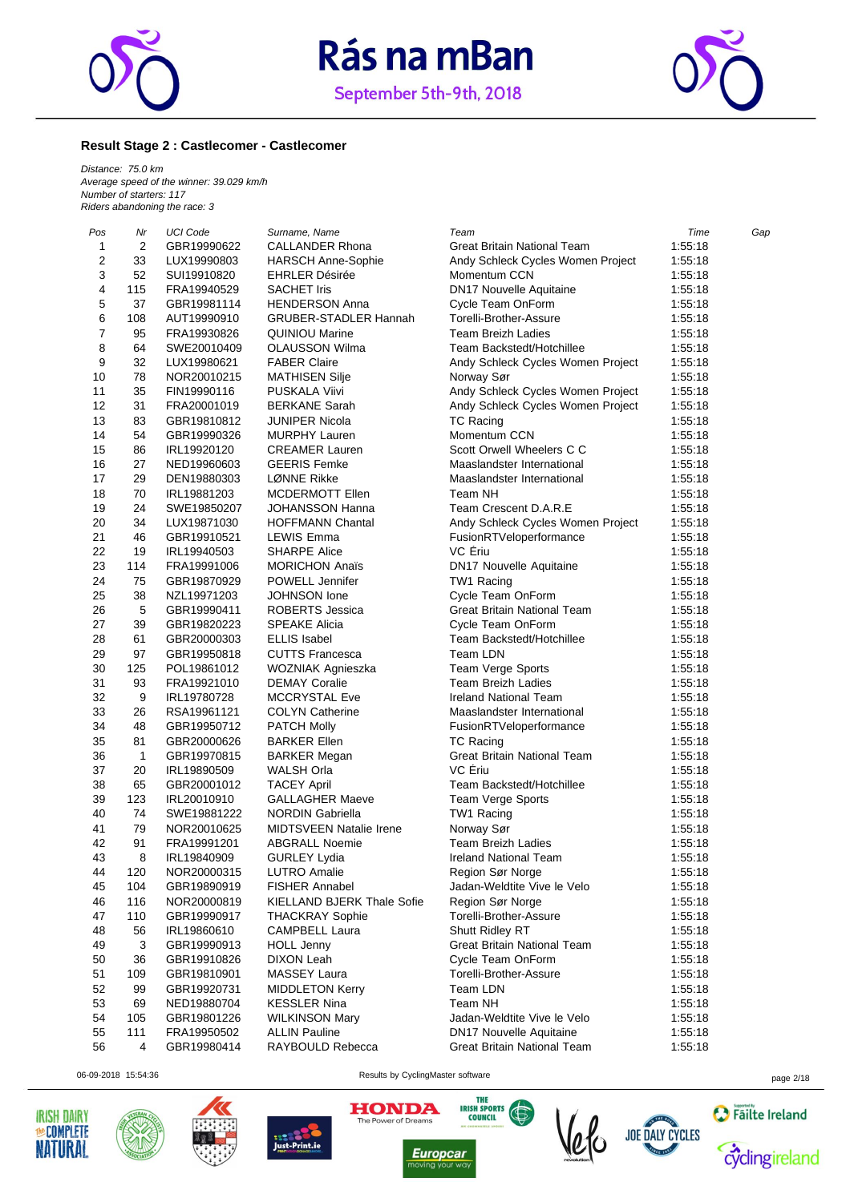# Rás na mBan

September 5th-9th, 2018

### Result Stage 2 : Castlecomer - Castlecomer

*Distance: 75.0 km*
*Average speed of the winner: 39.029 km/h*
*Number of starters: 117*
*Riders abandoning the race: 3*

| Pos | Nr | UCI Code | Surname, Name | Team | Time | Gap |
|---|---|---|---|---|---|---|
| 1 | 2 | GBR19990622 | CALLANDER Rhona | Great Britain National Team | 1:55:18 | |
| 2 | 33 | LUX19990803 | HARSCH Anne-Sophie | Andy Schleck Cycles Women Project | 1:55:18 | |
| 3 | 52 | SUI19910820 | EHRLER Désirée | Momentum CCN | 1:55:18 | |
| 4 | 115 | FRA19940529 | SACHET Iris | DN17 Nouvelle Aquitaine | 1:55:18 | |
| 5 | 37 | GBR19981114 | HENDERSON Anna | Cycle Team OnForm | 1:55:18 | |
| 6 | 108 | AUT19990910 | GRUBER-STADLER Hannah | Torelli-Brother-Assure | 1:55:18 | |
| 7 | 95 | FRA19930826 | QUINIOU Marine | Team Breizh Ladies | 1:55:18 | |
| 8 | 64 | SWE20010409 | OLAUSSON Wilma | Team Backstedt/Hotchillee | 1:55:18 | |
| 9 | 32 | LUX19980621 | FABER Claire | Andy Schleck Cycles Women Project | 1:55:18 | |
| 10 | 78 | NOR20010215 | MATHISEN Silje | Norway Sør | 1:55:18 | |
| 11 | 35 | FIN19990116 | PUSKALA Viivi | Andy Schleck Cycles Women Project | 1:55:18 | |
| 12 | 31 | FRA20001019 | BERKANE Sarah | Andy Schleck Cycles Women Project | 1:55:18 | |
| 13 | 83 | GBR19810812 | JUNIPER Nicola | TC Racing | 1:55:18 | |
| 14 | 54 | GBR19990326 | MURPHY Lauren | Momentum CCN | 1:55:18 | |
| 15 | 86 | IRL19920120 | CREAMER Lauren | Scott Orwell Wheelers C C | 1:55:18 | |
| 16 | 27 | NED19960603 | GEERIS Femke | Maaslandster International | 1:55:18 | |
| 17 | 29 | DEN19880303 | LØNNE Rikke | Maaslandster International | 1:55:18 | |
| 18 | 70 | IRL19881203 | MCDERMOTT Ellen | Team NH | 1:55:18 | |
| 19 | 24 | SWE19850207 | JOHANSSON Hanna | Team Crescent D.A.R.E | 1:55:18 | |
| 20 | 34 | LUX19871030 | HOFFMANN Chantal | Andy Schleck Cycles Women Project | 1:55:18 | |
| 21 | 46 | GBR19910521 | LEWIS Emma | FusionRTVeloperformance | 1:55:18 | |
| 22 | 19 | IRL19940503 | SHARPE Alice | VC Ériu | 1:55:18 | |
| 23 | 114 | FRA19991006 | MORICHON Anaïs | DN17 Nouvelle Aquitaine | 1:55:18 | |
| 24 | 75 | GBR19870929 | POWELL Jennifer | TW1 Racing | 1:55:18 | |
| 25 | 38 | NZL19971203 | JOHNSON Ione | Cycle Team OnForm | 1:55:18 | |
| 26 | 5 | GBR19990411 | ROBERTS Jessica | Great Britain National Team | 1:55:18 | |
| 27 | 39 | GBR19820223 | SPEAKE Alicia | Cycle Team OnForm | 1:55:18 | |
| 28 | 61 | GBR20000303 | ELLIS Isabel | Team Backstedt/Hotchillee | 1:55:18 | |
| 29 | 97 | GBR19950818 | CUTTS Francesca | Team LDN | 1:55:18 | |
| 30 | 125 | POL19861012 | WOZNIAK Agnieszka | Team Verge Sports | 1:55:18 | |
| 31 | 93 | FRA19921010 | DEMAY Coralie | Team Breizh Ladies | 1:55:18 | |
| 32 | 9 | IRL19780728 | MCCRYSTAL Eve | Ireland National Team | 1:55:18 | |
| 33 | 26 | RSA19961121 | COLYN Catherine | Maaslandster International | 1:55:18 | |
| 34 | 48 | GBR19950712 | PATCH Molly | FusionRTVeloperformance | 1:55:18 | |
| 35 | 81 | GBR20000626 | BARKER Ellen | TC Racing | 1:55:18 | |
| 36 | 1 | GBR19970815 | BARKER Megan | Great Britain National Team | 1:55:18 | |
| 37 | 20 | IRL19890509 | WALSH Orla | VC Ériu | 1:55:18 | |
| 38 | 65 | GBR20001012 | TACEY April | Team Backstedt/Hotchillee | 1:55:18 | |
| 39 | 123 | IRL20010910 | GALLAGHER Maeve | Team Verge Sports | 1:55:18 | |
| 40 | 74 | SWE19881222 | NORDIN Gabriella | TW1 Racing | 1:55:18 | |
| 41 | 79 | NOR20010625 | MIDTSVEEN Natalie Irene | Norway Sør | 1:55:18 | |
| 42 | 91 | FRA19991201 | ABGRALL Noemie | Team Breizh Ladies | 1:55:18 | |
| 43 | 8 | IRL19840909 | GURLEY Lydia | Ireland National Team | 1:55:18 | |
| 44 | 120 | NOR20000315 | LUTRO Amalie | Region Sør Norge | 1:55:18 | |
| 45 | 104 | GBR19890919 | FISHER Annabel | Jadan-Weldtite Vive le Velo | 1:55:18 | |
| 46 | 116 | NOR20000819 | KIELLAND BJERK Thale Sofie | Region Sør Norge | 1:55:18 | |
| 47 | 110 | GBR19990917 | THACKRAY Sophie | Torelli-Brother-Assure | 1:55:18 | |
| 48 | 56 | IRL19860610 | CAMPBELL Laura | Shutt Ridley RT | 1:55:18 | |
| 49 | 3 | GBR19990913 | HOLL Jenny | Great Britain National Team | 1:55:18 | |
| 50 | 36 | GBR19910826 | DIXON Leah | Cycle Team OnForm | 1:55:18 | |
| 51 | 109 | GBR19810901 | MASSEY Laura | Torelli-Brother-Assure | 1:55:18 | |
| 52 | 99 | GBR19920731 | MIDDLETON Kerry | Team LDN | 1:55:18 | |
| 53 | 69 | NED19880704 | KESSLER Nina | Team NH | 1:55:18 | |
| 54 | 105 | GBR19801226 | WILKINSON Mary | Jadan-Weldtite Vive le Velo | 1:55:18 | |
| 55 | 111 | FRA19950502 | ALLIN Pauline | DN17 Nouvelle Aquitaine | 1:55:18 | |
| 56 | 4 | GBR19980414 | RAYBOULD Rebecca | Great Britain National Team | 1:55:18 | |

06-09-2018 15:54:36 Results by CyclingMaster software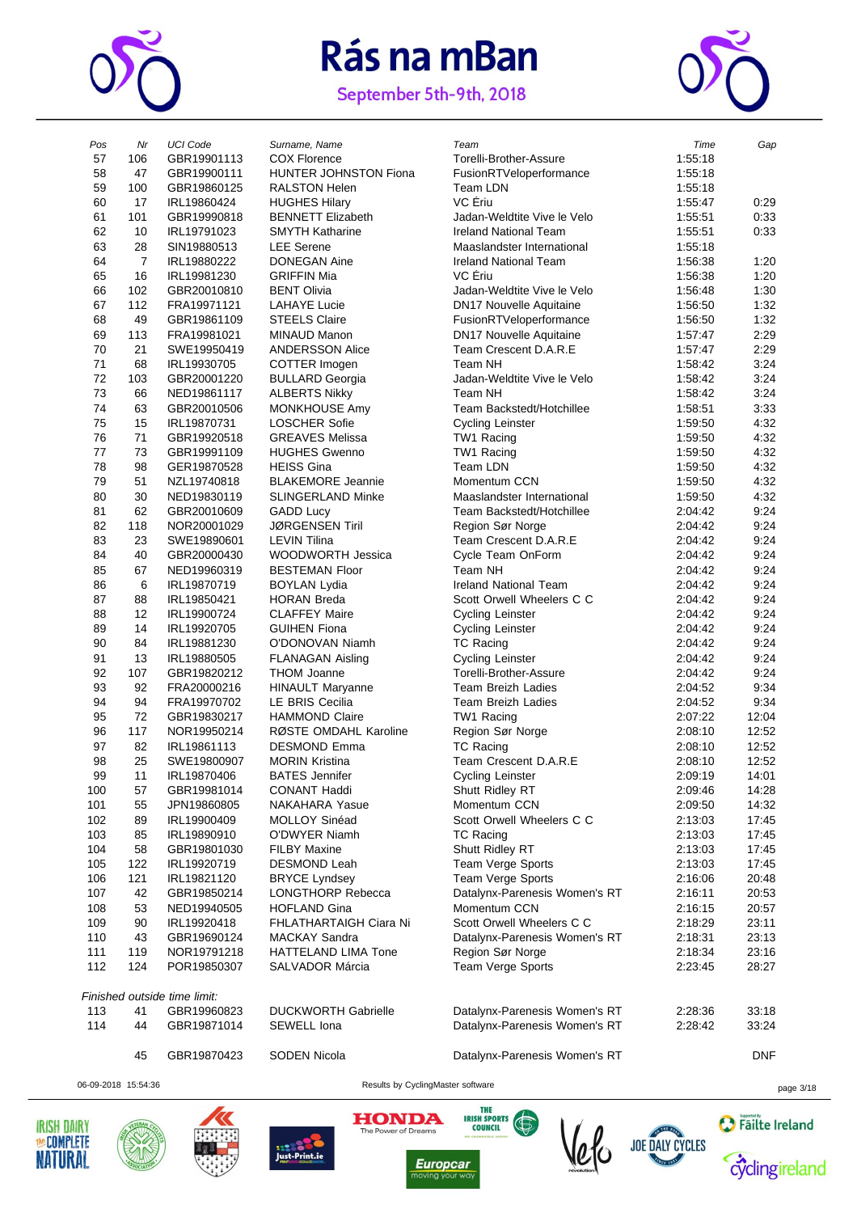# Rás na mBan

September 5th-9th, 2018

| Pos | Nr | UCI Code | Surname, Name | Team | Time | Gap |
|---|---|---|---|---|---|---|
| 57 | 106 | GBR19901113 | COX Florence | Torelli-Brother-Assure | 1:55:18 | |
| 58 | 47 | GBR19900111 | HUNTER JOHNSTON Fiona | FusionRTVeloperformance | 1:55:18 | |
| 59 | 100 | GBR19860125 | RALSTON Helen | Team LDN | 1:55:18 | |
| 60 | 17 | IRL19860424 | HUGHES Hilary | VC Ériu | 1:55:47 | 0:29 |
| 61 | 101 | GBR19990818 | BENNETT Elizabeth | Jadan-Weldtite Vive le Velo | 1:55:51 | 0:33 |
| 62 | 10 | IRL19791023 | SMYTH Katharine | Ireland National Team | 1:55:51 | 0:33 |
| 63 | 28 | SIN19880513 | LEE Serene | Maaslandster International | 1:55:18 | |
| 64 | 7 | IRL19880222 | DONEGAN Aine | Ireland National Team | 1:56:38 | 1:20 |
| 65 | 16 | IRL19981230 | GRIFFIN Mia | VC Ériu | 1:56:38 | 1:20 |
| 66 | 102 | GBR20010810 | BENT Olivia | Jadan-Weldtite Vive le Velo | 1:56:48 | 1:30 |
| 67 | 112 | FRA19971121 | LAHAYE Lucie | DN17 Nouvelle Aquitaine | 1:56:50 | 1:32 |
| 68 | 49 | GBR19861109 | STEELS Claire | FusionRTVeloperformance | 1:56:50 | 1:32 |
| 69 | 113 | FRA19981021 | MINAUD Manon | DN17 Nouvelle Aquitaine | 1:57:47 | 2:29 |
| 70 | 21 | SWE19950419 | ANDERSSON Alice | Team Crescent D.A.R.E | 1:57:47 | 2:29 |
| 71 | 68 | IRL19930705 | COTTER Imogen | Team NH | 1:58:42 | 3:24 |
| 72 | 103 | GBR20001220 | BULLARD Georgia | Jadan-Weldtite Vive le Velo | 1:58:42 | 3:24 |
| 73 | 66 | NED19861117 | ALBERTS Nikky | Team NH | 1:58:42 | 3:24 |
| 74 | 63 | GBR20010506 | MONKHOUSE Amy | Team Backstedt/Hotchillee | 1:58:51 | 3:33 |
| 75 | 15 | IRL19870731 | LOSCHER Sofie | Cycling Leinster | 1:59:50 | 4:32 |
| 76 | 71 | GBR19920518 | GREAVES Melissa | TW1 Racing | 1:59:50 | 4:32 |
| 77 | 73 | GBR19991109 | HUGHES Gwenno | TW1 Racing | 1:59:50 | 4:32 |
| 78 | 98 | GER19870528 | HEISS Gina | Team LDN | 1:59:50 | 4:32 |
| 79 | 51 | NZL19740818 | BLAKEMORE Jeannie | Momentum CCN | 1:59:50 | 4:32 |
| 80 | 30 | NED19830119 | SLINGERLAND Minke | Maaslandster International | 1:59:50 | 4:32 |
| 81 | 62 | GBR20010609 | GADD Lucy | Team Backstedt/Hotchillee | 2:04:42 | 9:24 |
| 82 | 118 | NOR20001029 | JØRGENSEN Tiril | Region Sør Norge | 2:04:42 | 9:24 |
| 83 | 23 | SWE19890601 | LEVIN Tilina | Team Crescent D.A.R.E | 2:04:42 | 9:24 |
| 84 | 40 | GBR20000430 | WOODWORTH Jessica | Cycle Team OnForm | 2:04:42 | 9:24 |
| 85 | 67 | NED19960319 | BESTEMAN Floor | Team NH | 2:04:42 | 9:24 |
| 86 | 6 | IRL19870719 | BOYLAN Lydia | Ireland National Team | 2:04:42 | 9:24 |
| 87 | 88 | IRL19850421 | HORAN Breda | Scott Orwell Wheelers C C | 2:04:42 | 9:24 |
| 88 | 12 | IRL19900724 | CLAFFEY Maire | Cycling Leinster | 2:04:42 | 9:24 |
| 89 | 14 | IRL19920705 | GUIHEN Fiona | Cycling Leinster | 2:04:42 | 9:24 |
| 90 | 84 | IRL19881230 | O'DONOVAN Niamh | TC Racing | 2:04:42 | 9:24 |
| 91 | 13 | IRL19880505 | FLANAGAN Aisling | Cycling Leinster | 2:04:42 | 9:24 |
| 92 | 107 | GBR19820212 | THOM Joanne | Torelli-Brother-Assure | 2:04:42 | 9:24 |
| 93 | 92 | FRA20000216 | HINAULT Maryanne | Team Breizh Ladies | 2:04:52 | 9:34 |
| 94 | 94 | FRA19970702 | LE BRIS Cecilia | Team Breizh Ladies | 2:04:52 | 9:34 |
| 95 | 72 | GBR19830217 | HAMMOND Claire | TW1 Racing | 2:07:22 | 12:04 |
| 96 | 117 | NOR19950214 | RØSTE OMDAHL Karoline | Region Sør Norge | 2:08:10 | 12:52 |
| 97 | 82 | IRL19861113 | DESMOND Emma | TC Racing | 2:08:10 | 12:52 |
| 98 | 25 | SWE19800907 | MORIN Kristina | Team Crescent D.A.R.E | 2:08:10 | 12:52 |
| 99 | 11 | IRL19870406 | BATES Jennifer | Cycling Leinster | 2:09:19 | 14:01 |
| 100 | 57 | GBR19981014 | CONANT Haddi | Shutt Ridley RT | 2:09:46 | 14:28 |
| 101 | 55 | JPN19860805 | NAKAHARA Yasue | Momentum CCN | 2:09:50 | 14:32 |
| 102 | 89 | IRL19900409 | MOLLOY Sinéad | Scott Orwell Wheelers C C | 2:13:03 | 17:45 |
| 103 | 85 | IRL19890910 | O'DWYER Niamh | TC Racing | 2:13:03 | 17:45 |
| 104 | 58 | GBR19801030 | FILBY Maxine | Shutt Ridley RT | 2:13:03 | 17:45 |
| 105 | 122 | IRL19920719 | DESMOND Leah | Team Verge Sports | 2:13:03 | 17:45 |
| 106 | 121 | IRL19821120 | BRYCE Lyndsey | Team Verge Sports | 2:16:06 | 20:48 |
| 107 | 42 | GBR19850214 | LONGTHORP Rebecca | Datalynx-Parenesis Women's RT | 2:16:11 | 20:53 |
| 108 | 53 | NED19940505 | HOFLAND Gina | Momentum CCN | 2:16:15 | 20:57 |
| 109 | 90 | IRL19920418 | FHLATHARTAIGH Ciara Ni | Scott Orwell Wheelers C C | 2:18:29 | 23:11 |
| 110 | 43 | GBR19690124 | MACKAY Sandra | Datalynx-Parenesis Women's RT | 2:18:31 | 23:13 |
| 111 | 119 | NOR19791218 | HATTELAND LIMA Tone | Region Sør Norge | 2:18:34 | 23:16 |
| 112 | 124 | POR19850307 | SALVADOR Márcia | Team Verge Sports | 2:23:45 | 28:27 |

*Finished outside time limit:*

| Pos | Nr | UCI Code | Surname, Name | Team | Time | Gap |
|---|---|---|---|---|---|---|
| 113 | 41 | GBR19960823 | DUCKWORTH Gabrielle | Datalynx-Parenesis Women's RT | 2:28:36 | 33:18 |
| 114 | 44 | GBR19871014 | SEWELL Iona | Datalynx-Parenesis Women's RT | 2:28:42 | 33:24 |
| | 45 | GBR19870423 | SODEN Nicola | Datalynx-Parenesis Women's RT | | DNF |

06-09-2018 15:54:36 Results by CyclingMaster software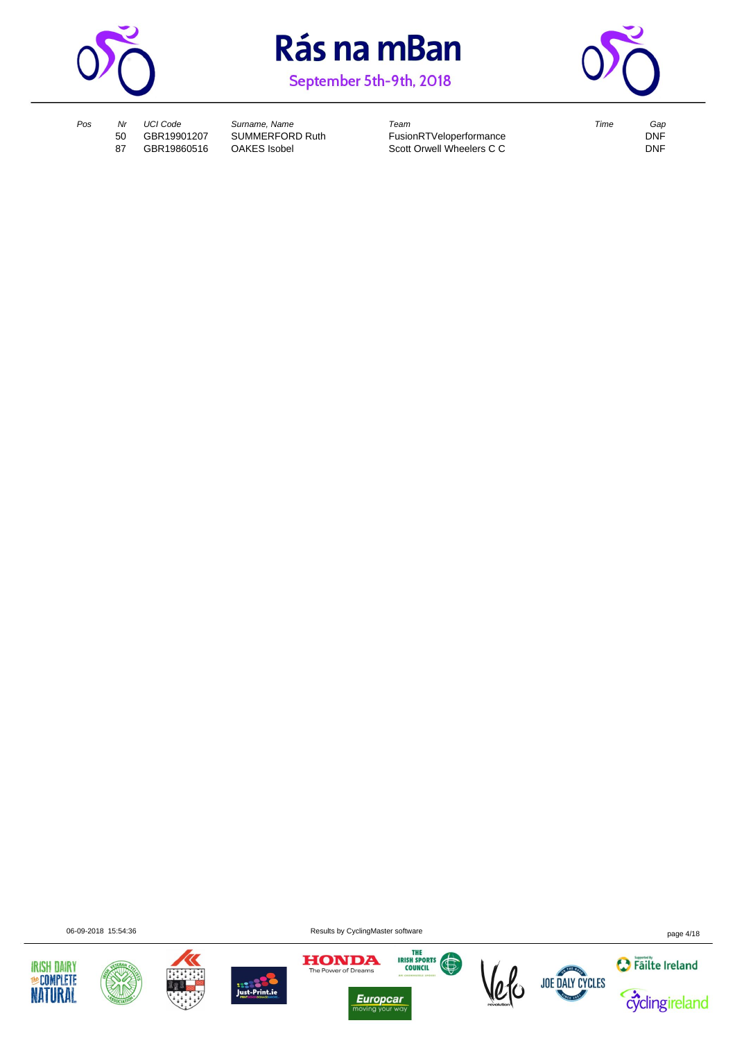# Rás na mBan

September 5th-9th, 2018

| Pos | Nr | UCI Code | Surname, Name | Team | Time | Gap |
|---|---|---|---|---|---|---|
| | 50 | GBR19901207 | SUMMERFORD Ruth | FusionRTVeloperformance | | DNF |
| | 87 | GBR19860516 | OAKES Isobel | Scott Orwell Wheelers C C | | DNF |

06-09-2018 15:54:36

Results by CyclingMaster software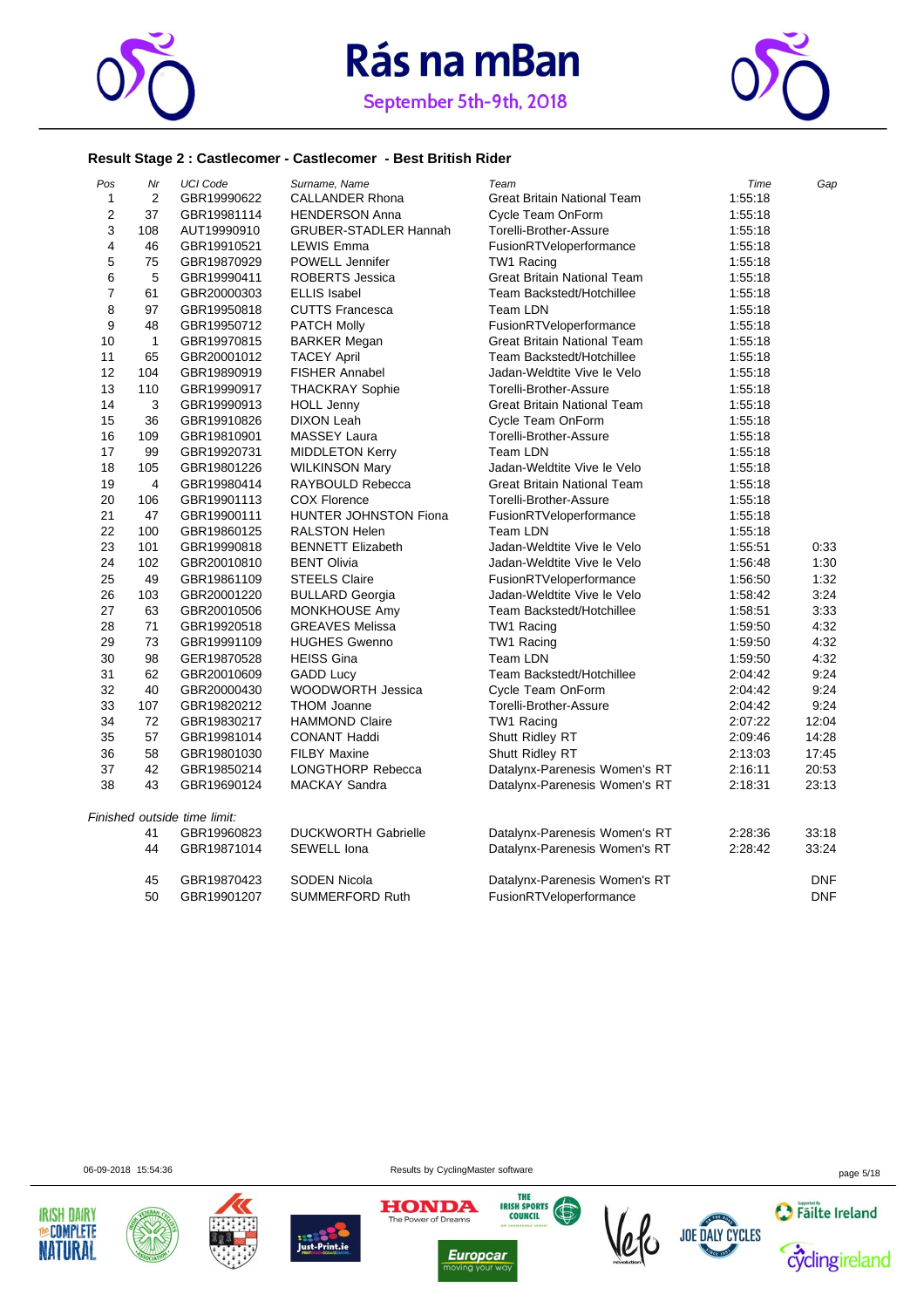# Rás na mBan

September 5th-9th, 2018

### Result Stage 2 : Castlecomer - Castlecomer - Best British Rider

| Pos | Nr | UCI Code | Surname, Name | Team | Time | Gap |
|---|---|---|---|---|---|---|
| 1 | 2 | GBR19990622 | CALLANDER Rhona | Great Britain National Team | 1:55:18 | |
| 2 | 37 | GBR19981114 | HENDERSON Anna | Cycle Team OnForm | 1:55:18 | |
| 3 | 108 | AUT19990910 | GRUBER-STADLER Hannah | Torelli-Brother-Assure | 1:55:18 | |
| 4 | 46 | GBR19910521 | LEWIS Emma | FusionRTVeloperformance | 1:55:18 | |
| 5 | 75 | GBR19870929 | POWELL Jennifer | TW1 Racing | 1:55:18 | |
| 6 | 5 | GBR19990411 | ROBERTS Jessica | Great Britain National Team | 1:55:18 | |
| 7 | 61 | GBR20000303 | ELLIS Isabel | Team Backstedt/Hotchillee | 1:55:18 | |
| 8 | 97 | GBR19950818 | CUTTS Francesca | Team LDN | 1:55:18 | |
| 9 | 48 | GBR19950712 | PATCH Molly | FusionRTVeloperformance | 1:55:18 | |
| 10 | 1 | GBR19970815 | BARKER Megan | Great Britain National Team | 1:55:18 | |
| 11 | 65 | GBR20001012 | TACEY April | Team Backstedt/Hotchillee | 1:55:18 | |
| 12 | 104 | GBR19890919 | FISHER Annabel | Jadan-Weldtite Vive le Velo | 1:55:18 | |
| 13 | 110 | GBR19990917 | THACKRAY Sophie | Torelli-Brother-Assure | 1:55:18 | |
| 14 | 3 | GBR19990913 | HOLL Jenny | Great Britain National Team | 1:55:18 | |
| 15 | 36 | GBR19910826 | DIXON Leah | Cycle Team OnForm | 1:55:18 | |
| 16 | 109 | GBR19810901 | MASSEY Laura | Torelli-Brother-Assure | 1:55:18 | |
| 17 | 99 | GBR19920731 | MIDDLETON Kerry | Team LDN | 1:55:18 | |
| 18 | 105 | GBR19801226 | WILKINSON Mary | Jadan-Weldtite Vive le Velo | 1:55:18 | |
| 19 | 4 | GBR19980414 | RAYBOULD Rebecca | Great Britain National Team | 1:55:18 | |
| 20 | 106 | GBR19901113 | COX Florence | Torelli-Brother-Assure | 1:55:18 | |
| 21 | 47 | GBR19900111 | HUNTER JOHNSTON Fiona | FusionRTVeloperformance | 1:55:18 | |
| 22 | 100 | GBR19860125 | RALSTON Helen | Team LDN | 1:55:18 | |
| 23 | 101 | GBR19990818 | BENNETT Elizabeth | Jadan-Weldtite Vive le Velo | 1:55:51 | 0:33 |
| 24 | 102 | GBR20010810 | BENT Olivia | Jadan-Weldtite Vive le Velo | 1:56:48 | 1:30 |
| 25 | 49 | GBR19861109 | STEELS Claire | FusionRTVeloperformance | 1:56:50 | 1:32 |
| 26 | 103 | GBR20001220 | BULLARD Georgia | Jadan-Weldtite Vive le Velo | 1:58:42 | 3:24 |
| 27 | 63 | GBR20010506 | MONKHOUSE Amy | Team Backstedt/Hotchillee | 1:58:51 | 3:33 |
| 28 | 71 | GBR19920518 | GREAVES Melissa | TW1 Racing | 1:59:50 | 4:32 |
| 29 | 73 | GBR19991109 | HUGHES Gwenno | TW1 Racing | 1:59:50 | 4:32 |
| 30 | 98 | GER19870528 | HEISS Gina | Team LDN | 1:59:50 | 4:32 |
| 31 | 62 | GBR20010609 | GADD Lucy | Team Backstedt/Hotchillee | 2:04:42 | 9:24 |
| 32 | 40 | GBR20000430 | WOODWORTH Jessica | Cycle Team OnForm | 2:04:42 | 9:24 |
| 33 | 107 | GBR19820212 | THOM Joanne | Torelli-Brother-Assure | 2:04:42 | 9:24 |
| 34 | 72 | GBR19830217 | HAMMOND Claire | TW1 Racing | 2:07:22 | 12:04 |
| 35 | 57 | GBR19981014 | CONANT Haddi | Shutt Ridley RT | 2:09:46 | 14:28 |
| 36 | 58 | GBR19801030 | FILBY Maxine | Shutt Ridley RT | 2:13:03 | 17:45 |
| 37 | 42 | GBR19850214 | LONGTHORP Rebecca | Datalynx-Parenesis Women's RT | 2:16:11 | 20:53 |
| 38 | 43 | GBR19690124 | MACKAY Sandra | Datalynx-Parenesis Women's RT | 2:18:31 | 23:13 |

*Finished outside time limit:*

| Pos | Nr | UCI Code | Surname, Name | Team | Time | Gap |
|---|---|---|---|---|---|---|
| | 41 | GBR19960823 | DUCKWORTH Gabrielle | Datalynx-Parenesis Women's RT | 2:28:36 | 33:18 |
| | 44 | GBR19871014 | SEWELL Iona | Datalynx-Parenesis Women's RT | 2:28:42 | 33:24 |
| | 45 | GBR19870423 | SODEN Nicola | Datalynx-Parenesis Women's RT | | DNF |
| | 50 | GBR19901207 | SUMMERFORD Ruth | FusionRTVeloperformance | | DNF |

06-09-2018 15:54:36 Results by CyclingMaster software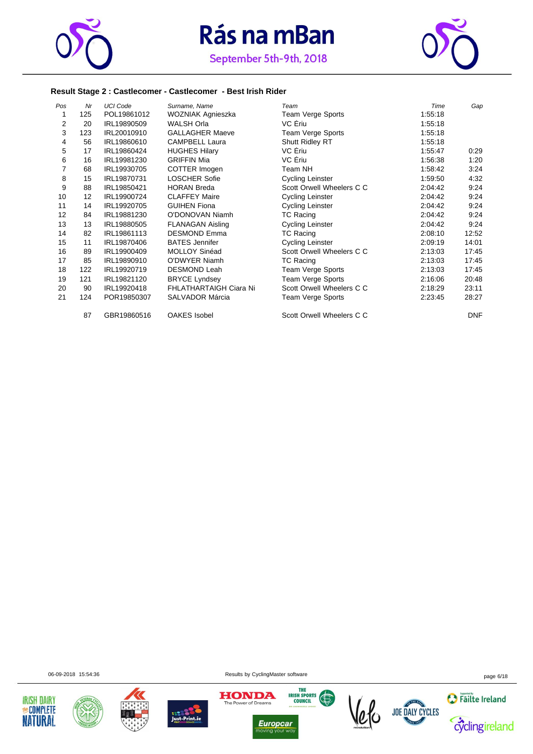# Rás na mBan

September 5th-9th, 2018

### Result Stage 2 : Castlecomer - Castlecomer - Best Irish Rider

| Pos | Nr | UCI Code | Surname, Name | Team | Time | Gap |
|---|---|---|---|---|---|---|
| 1 | 125 | POL19861012 | WOZNIAK Agnieszka | Team Verge Sports | 1:55:18 | |
| 2 | 20 | IRL19890509 | WALSH Orla | VC Ériu | 1:55:18 | |
| 3 | 123 | IRL20010910 | GALLAGHER Maeve | Team Verge Sports | 1:55:18 | |
| 4 | 56 | IRL19860610 | CAMPBELL Laura | Shutt Ridley RT | 1:55:18 | |
| 5 | 17 | IRL19860424 | HUGHES Hilary | VC Ériu | 1:55:47 | 0:29 |
| 6 | 16 | IRL19981230 | GRIFFIN Mia | VC Ériu | 1:56:38 | 1:20 |
| 7 | 68 | IRL19930705 | COTTER Imogen | Team NH | 1:58:42 | 3:24 |
| 8 | 15 | IRL19870731 | LOSCHER Sofie | Cycling Leinster | 1:59:50 | 4:32 |
| 9 | 88 | IRL19850421 | HORAN Breda | Scott Orwell Wheelers C C | 2:04:42 | 9:24 |
| 10 | 12 | IRL19900724 | CLAFFEY Maire | Cycling Leinster | 2:04:42 | 9:24 |
| 11 | 14 | IRL19920705 | GUIHEN Fiona | Cycling Leinster | 2:04:42 | 9:24 |
| 12 | 84 | IRL19881230 | O'DONOVAN Niamh | TC Racing | 2:04:42 | 9:24 |
| 13 | 13 | IRL19880505 | FLANAGAN Aisling | Cycling Leinster | 2:04:42 | 9:24 |
| 14 | 82 | IRL19861113 | DESMOND Emma | TC Racing | 2:08:10 | 12:52 |
| 15 | 11 | IRL19870406 | BATES Jennifer | Cycling Leinster | 2:09:19 | 14:01 |
| 16 | 89 | IRL19900409 | MOLLOY Sinéad | Scott Orwell Wheelers C C | 2:13:03 | 17:45 |
| 17 | 85 | IRL19890910 | O'DWYER Niamh | TC Racing | 2:13:03 | 17:45 |
| 18 | 122 | IRL19920719 | DESMOND Leah | Team Verge Sports | 2:13:03 | 17:45 |
| 19 | 121 | IRL19821120 | BRYCE Lyndsey | Team Verge Sports | 2:16:06 | 20:48 |
| 20 | 90 | IRL19920418 | FHLATHARTAIGH Ciara Ni | Scott Orwell Wheelers C C | 2:18:29 | 23:11 |
| 21 | 124 | POR19850307 | SALVADOR Márcia | Team Verge Sports | 2:23:45 | 28:27 |
| | 87 | GBR19860516 | OAKES Isobel | Scott Orwell Wheelers C C | | DNF |

06-09-2018 15:54:36

Results by CyclingMaster software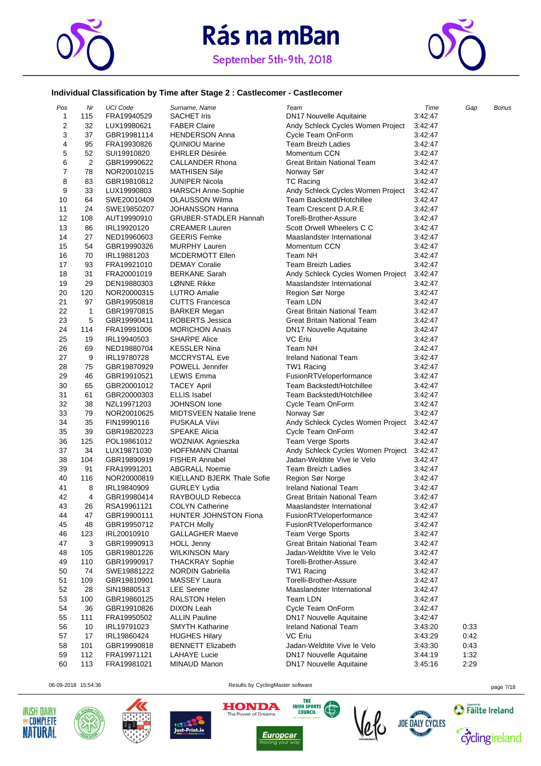# Rás na mBan

September 5th-9th, 2018

### Individual Classification by Time after Stage 2 : Castlecomer - Castlecomer

| Pos | Nr | UCI Code | Surname, Name | Team | Time | Gap | Bonus |
|---|---|---|---|---|---|---|---|
| 1 | 115 | FRA19940529 | SACHET Iris | DN17 Nouvelle Aquitaine | 3:42:47 | | |
| 2 | 32 | LUX19980621 | FABER Claire | Andy Schleck Cycles Women Project | 3:42:47 | | |
| 3 | 37 | GBR19981114 | HENDERSON Anna | Cycle Team OnForm | 3:42:47 | | |
| 4 | 95 | FRA19930826 | QUINIOU Marine | Team Breizh Ladies | 3:42:47 | | |
| 5 | 52 | SUI19910820 | EHRLER Désirée | Momentum CCN | 3:42:47 | | |
| 6 | 2 | GBR19990622 | CALLANDER Rhona | Great Britain National Team | 3:42:47 | | |
| 7 | 78 | NOR20010215 | MATHISEN Silje | Norway Sør | 3:42:47 | | |
| 8 | 83 | GBR19810812 | JUNIPER Nicola | TC Racing | 3:42:47 | | |
| 9 | 33 | LUX19990803 | HARSCH Anne-Sophie | Andy Schleck Cycles Women Project | 3:42:47 | | |
| 10 | 64 | SWE20010409 | OLAUSSON Wilma | Team Backstedt/Hotchillee | 3:42:47 | | |
| 11 | 24 | SWE19850207 | JOHANSSON Hanna | Team Crescent D.A.R.E | 3:42:47 | | |
| 12 | 108 | AUT19990910 | GRUBER-STADLER Hannah | Torelli-Brother-Assure | 3:42:47 | | |
| 13 | 86 | IRL19920120 | CREAMER Lauren | Scott Orwell Wheelers C C | 3:42:47 | | |
| 14 | 27 | NED19960603 | GEERIS Femke | Maaslandster International | 3:42:47 | | |
| 15 | 54 | GBR19990326 | MURPHY Lauren | Momentum CCN | 3:42:47 | | |
| 16 | 70 | IRL19881203 | MCDERMOTT Ellen | Team NH | 3:42:47 | | |
| 17 | 93 | FRA19921010 | DEMAY Coralie | Team Breizh Ladies | 3:42:47 | | |
| 18 | 31 | FRA20001019 | BERKANE Sarah | Andy Schleck Cycles Women Project | 3:42:47 | | |
| 19 | 29 | DEN19880303 | LØNNE Rikke | Maaslandster International | 3:42:47 | | |
| 20 | 120 | NOR20000315 | LUTRO Amalie | Region Sør Norge | 3:42:47 | | |
| 21 | 97 | GBR19950818 | CUTTS Francesca | Team LDN | 3:42:47 | | |
| 22 | 1 | GBR19970815 | BARKER Megan | Great Britain National Team | 3:42:47 | | |
| 23 | 5 | GBR19990411 | ROBERTS Jessica | Great Britain National Team | 3:42:47 | | |
| 24 | 114 | FRA19991006 | MORICHON Anaïs | DN17 Nouvelle Aquitaine | 3:42:47 | | |
| 25 | 19 | IRL19940503 | SHARPE Alice | VC Ériu | 3:42:47 | | |
| 26 | 69 | NED19880704 | KESSLER Nina | Team NH | 3:42:47 | | |
| 27 | 9 | IRL19780728 | MCCRYSTAL Eve | Ireland National Team | 3:42:47 | | |
| 28 | 75 | GBR19870929 | POWELL Jennifer | TW1 Racing | 3:42:47 | | |
| 29 | 46 | GBR19910521 | LEWIS Emma | FusionRTVeloperformance | 3:42:47 | | |
| 30 | 65 | GBR20001012 | TACEY April | Team Backstedt/Hotchillee | 3:42:47 | | |
| 31 | 61 | GBR20000303 | ELLIS Isabel | Team Backstedt/Hotchillee | 3:42:47 | | |
| 32 | 38 | NZL19971203 | JOHNSON Ione | Cycle Team OnForm | 3:42:47 | | |
| 33 | 79 | NOR20010625 | MIDTSVEEN Natalie Irene | Norway Sør | 3:42:47 | | |
| 34 | 35 | FIN19990116 | PUSKALA Viivi | Andy Schleck Cycles Women Project | 3:42:47 | | |
| 35 | 39 | GBR19820223 | SPEAKE Alicia | Cycle Team OnForm | 3:42:47 | | |
| 36 | 125 | POL19861012 | WOZNIAK Agnieszka | Team Verge Sports | 3:42:47 | | |
| 37 | 34 | LUX19871030 | HOFFMANN Chantal | Andy Schleck Cycles Women Project | 3:42:47 | | |
| 38 | 104 | GBR19890919 | FISHER Annabel | Jadan-Weldtite Vive le Velo | 3:42:47 | | |
| 39 | 91 | FRA19991201 | ABGRALL Noemie | Team Breizh Ladies | 3:42:47 | | |
| 40 | 116 | NOR20000819 | KIELLAND BJERK Thale Sofie | Region Sør Norge | 3:42:47 | | |
| 41 | 8 | IRL19840909 | GURLEY Lydia | Ireland National Team | 3:42:47 | | |
| 42 | 4 | GBR19980414 | RAYBOULD Rebecca | Great Britain National Team | 3:42:47 | | |
| 43 | 26 | RSA19961121 | COLYN Catherine | Maaslandster International | 3:42:47 | | |
| 44 | 47 | GBR19900111 | HUNTER JOHNSTON Fiona | FusionRTVeloperformance | 3:42:47 | | |
| 45 | 48 | GBR19950712 | PATCH Molly | FusionRTVeloperformance | 3:42:47 | | |
| 46 | 123 | IRL20010910 | GALLAGHER Maeve | Team Verge Sports | 3:42:47 | | |
| 47 | 3 | GBR19990913 | HOLL Jenny | Great Britain National Team | 3:42:47 | | |
| 48 | 105 | GBR19801226 | WILKINSON Mary | Jadan-Weldtite Vive le Velo | 3:42:47 | | |
| 49 | 110 | GBR19990917 | THACKRAY Sophie | Torelli-Brother-Assure | 3:42:47 | | |
| 50 | 74 | SWE19881222 | NORDIN Gabriella | TW1 Racing | 3:42:47 | | |
| 51 | 109 | GBR19810901 | MASSEY Laura | Torelli-Brother-Assure | 3:42:47 | | |
| 52 | 28 | SIN19880513 | LEE Serene | Maaslandster International | 3:42:47 | | |
| 53 | 100 | GBR19860125 | RALSTON Helen | Team LDN | 3:42:47 | | |
| 54 | 36 | GBR19910826 | DIXON Leah | Cycle Team OnForm | 3:42:47 | | |
| 55 | 111 | FRA19950502 | ALLIN Pauline | DN17 Nouvelle Aquitaine | 3:42:47 | | |
| 56 | 10 | IRL19791023 | SMYTH Katharine | Ireland National Team | 3:43:20 | 0:33 | |
| 57 | 17 | IRL19860424 | HUGHES Hilary | VC Ériu | 3:43:29 | 0:42 | |
| 58 | 101 | GBR19990818 | BENNETT Elizabeth | Jadan-Weldtite Vive le Velo | 3:43:30 | 0:43 | |
| 59 | 112 | FRA19971121 | LAHAYE Lucie | DN17 Nouvelle Aquitaine | 3:44:19 | 1:32 | |
| 60 | 113 | FRA19981021 | MINAUD Manon | DN17 Nouvelle Aquitaine | 3:45:16 | 2:29 | |

06-09-2018 15:54:36 Results by CyclingMaster software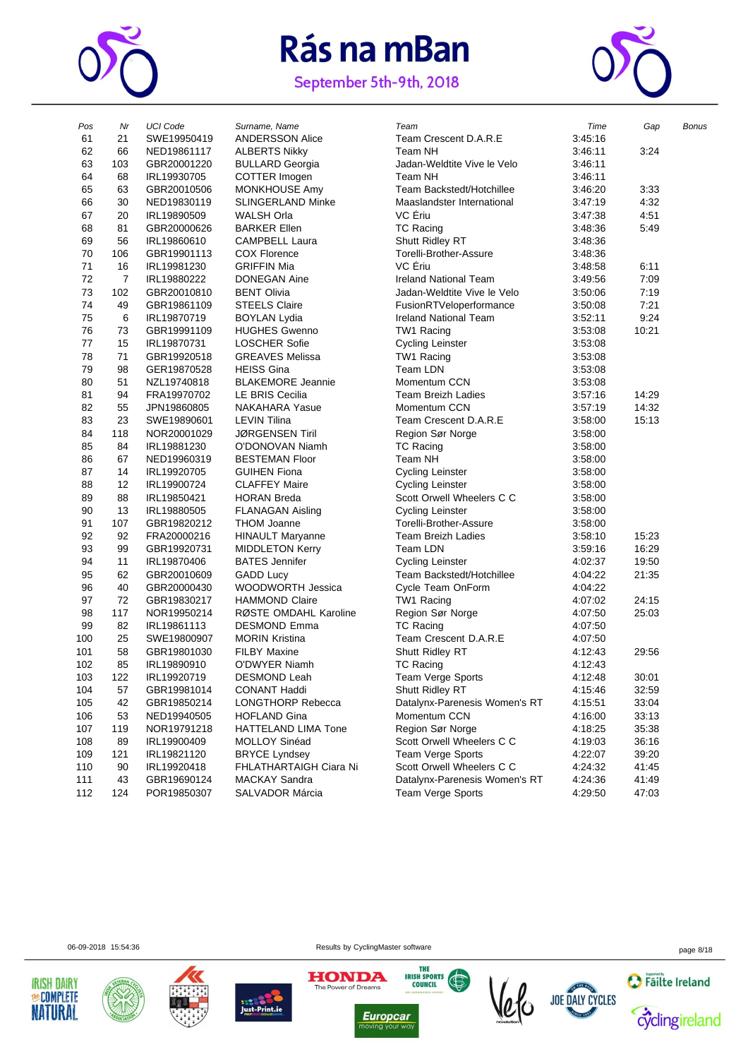# Rás na mBan

September 5th-9th, 2018

| Pos | Nr | UCI Code | Surname, Name | Team | Time | Gap | Bonus |
|---|---|---|---|---|---|---|---|
| 61 | 21 | SWE19950419 | ANDERSSON Alice | Team Crescent D.A.R.E | 3:45:16 | | |
| 62 | 66 | NED19861117 | ALBERTS Nikky | Team NH | 3:46:11 | 3:24 | |
| 63 | 103 | GBR20001220 | BULLARD Georgia | Jadan-Weldtite Vive le Velo | 3:46:11 | | |
| 64 | 68 | IRL19930705 | COTTER Imogen | Team NH | 3:46:11 | | |
| 65 | 63 | GBR20010506 | MONKHOUSE Amy | Team Backstedt/Hotchillee | 3:46:20 | 3:33 | |
| 66 | 30 | NED19830119 | SLINGERLAND Minke | Maaslandster International | 3:47:19 | 4:32 | |
| 67 | 20 | IRL19890509 | WALSH Orla | VC Ériu | 3:47:38 | 4:51 | |
| 68 | 81 | GBR20000626 | BARKER Ellen | TC Racing | 3:48:36 | 5:49 | |
| 69 | 56 | IRL19860610 | CAMPBELL Laura | Shutt Ridley RT | 3:48:36 | | |
| 70 | 106 | GBR19901113 | COX Florence | Torelli-Brother-Assure | 3:48:36 | | |
| 71 | 16 | IRL19981230 | GRIFFIN Mia | VC Ériu | 3:48:58 | 6:11 | |
| 72 | 7 | IRL19880222 | DONEGAN Aine | Ireland National Team | 3:49:56 | 7:09 | |
| 73 | 102 | GBR20010810 | BENT Olivia | Jadan-Weldtite Vive le Velo | 3:50:06 | 7:19 | |
| 74 | 49 | GBR19861109 | STEELS Claire | FusionRTVeloperformance | 3:50:08 | 7:21 | |
| 75 | 6 | IRL19870719 | BOYLAN Lydia | Ireland National Team | 3:52:11 | 9:24 | |
| 76 | 73 | GBR19991109 | HUGHES Gwenno | TW1 Racing | 3:53:08 | 10:21 | |
| 77 | 15 | IRL19870731 | LOSCHER Sofie | Cycling Leinster | 3:53:08 | | |
| 78 | 71 | GBR19920518 | GREAVES Melissa | TW1 Racing | 3:53:08 | | |
| 79 | 98 | GER19870528 | HEISS Gina | Team LDN | 3:53:08 | | |
| 80 | 51 | NZL19740818 | BLAKEMORE Jeannie | Momentum CCN | 3:53:08 | | |
| 81 | 94 | FRA19970702 | LE BRIS Cecilia | Team Breizh Ladies | 3:57:16 | 14:29 | |
| 82 | 55 | JPN19860805 | NAKAHARA Yasue | Momentum CCN | 3:57:19 | 14:32 | |
| 83 | 23 | SWE19890601 | LEVIN Tilina | Team Crescent D.A.R.E | 3:58:00 | 15:13 | |
| 84 | 118 | NOR20001029 | JØRGENSEN Tiril | Region Sør Norge | 3:58:00 | | |
| 85 | 84 | IRL19881230 | O'DONOVAN Niamh | TC Racing | 3:58:00 | | |
| 86 | 67 | NED19960319 | BESTEMAN Floor | Team NH | 3:58:00 | | |
| 87 | 14 | IRL19920705 | GUIHEN Fiona | Cycling Leinster | 3:58:00 | | |
| 88 | 12 | IRL19900724 | CLAFFEY Maire | Cycling Leinster | 3:58:00 | | |
| 89 | 88 | IRL19850421 | HORAN Breda | Scott Orwell Wheelers C C | 3:58:00 | | |
| 90 | 13 | IRL19880505 | FLANAGAN Aisling | Cycling Leinster | 3:58:00 | | |
| 91 | 107 | GBR19820212 | THOM Joanne | Torelli-Brother-Assure | 3:58:00 | | |
| 92 | 92 | FRA20000216 | HINAULT Maryanne | Team Breizh Ladies | 3:58:10 | 15:23 | |
| 93 | 99 | GBR19920731 | MIDDLETON Kerry | Team LDN | 3:59:16 | 16:29 | |
| 94 | 11 | IRL19870406 | BATES Jennifer | Cycling Leinster | 4:02:37 | 19:50 | |
| 95 | 62 | GBR20010609 | GADD Lucy | Team Backstedt/Hotchillee | 4:04:22 | 21:35 | |
| 96 | 40 | GBR20000430 | WOODWORTH Jessica | Cycle Team OnForm | 4:04:22 | | |
| 97 | 72 | GBR19830217 | HAMMOND Claire | TW1 Racing | 4:07:02 | 24:15 | |
| 98 | 117 | NOR19950214 | RØSTE OMDAHL Karoline | Region Sør Norge | 4:07:50 | 25:03 | |
| 99 | 82 | IRL19861113 | DESMOND Emma | TC Racing | 4:07:50 | | |
| 100 | 25 | SWE19800907 | MORIN Kristina | Team Crescent D.A.R.E | 4:07:50 | | |
| 101 | 58 | GBR19801030 | FILBY Maxine | Shutt Ridley RT | 4:12:43 | 29:56 | |
| 102 | 85 | IRL19890910 | O'DWYER Niamh | TC Racing | 4:12:43 | | |
| 103 | 122 | IRL19920719 | DESMOND Leah | Team Verge Sports | 4:12:48 | 30:01 | |
| 104 | 57 | GBR19981014 | CONANT Haddi | Shutt Ridley RT | 4:15:46 | 32:59 | |
| 105 | 42 | GBR19850214 | LONGTHORP Rebecca | Datalynx-Parenesis Women's RT | 4:15:51 | 33:04 | |
| 106 | 53 | NED19940505 | HOFLAND Gina | Momentum CCN | 4:16:00 | 33:13 | |
| 107 | 119 | NOR19791218 | HATTELAND LIMA Tone | Region Sør Norge | 4:18:25 | 35:38 | |
| 108 | 89 | IRL19900409 | MOLLOY Sinéad | Scott Orwell Wheelers C C | 4:19:03 | 36:16 | |
| 109 | 121 | IRL19821120 | BRYCE Lyndsey | Team Verge Sports | 4:22:07 | 39:20 | |
| 110 | 90 | IRL19920418 | FHLATHARTAIGH Ciara Ni | Scott Orwell Wheelers C C | 4:24:32 | 41:45 | |
| 111 | 43 | GBR19690124 | MACKAY Sandra | Datalynx-Parenesis Women's RT | 4:24:36 | 41:49 | |
| 112 | 124 | POR19850307 | SALVADOR Márcia | Team Verge Sports | 4:29:50 | 47:03 | |

06-09-2018 15:54:36 Results by CyclingMaster software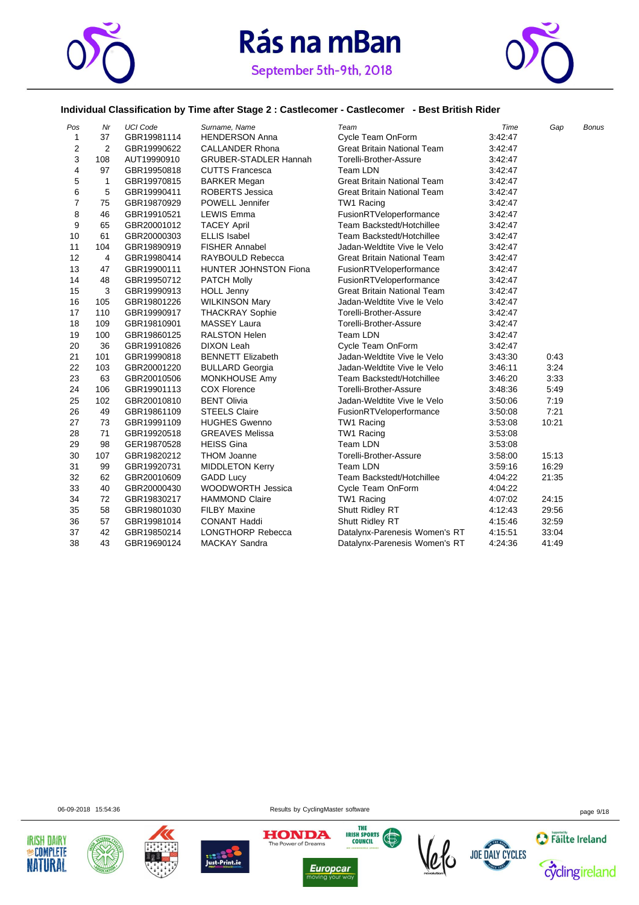# Rás na mBan

September 5th-9th, 2018

### Individual Classification by Time after Stage 2 : Castlecomer - Castlecomer - Best British Rider

| Pos | Nr | UCI Code | Surname, Name | Team | Time | Gap | Bonus |
|---|---|---|---|---|---|---|---|
| 1 | 37 | GBR19981114 | HENDERSON Anna | Cycle Team OnForm | 3:42:47 | | |
| 2 | 2 | GBR19990622 | CALLANDER Rhona | Great Britain National Team | 3:42:47 | | |
| 3 | 108 | AUT19990910 | GRUBER-STADLER Hannah | Torelli-Brother-Assure | 3:42:47 | | |
| 4 | 97 | GBR19950818 | CUTTS Francesca | Team LDN | 3:42:47 | | |
| 5 | 1 | GBR19970815 | BARKER Megan | Great Britain National Team | 3:42:47 | | |
| 6 | 5 | GBR19990411 | ROBERTS Jessica | Great Britain National Team | 3:42:47 | | |
| 7 | 75 | GBR19870929 | POWELL Jennifer | TW1 Racing | 3:42:47 | | |
| 8 | 46 | GBR19910521 | LEWIS Emma | FusionRTVeloperformance | 3:42:47 | | |
| 9 | 65 | GBR20001012 | TACEY April | Team Backstedt/Hotchillee | 3:42:47 | | |
| 10 | 61 | GBR20000303 | ELLIS Isabel | Team Backstedt/Hotchillee | 3:42:47 | | |
| 11 | 104 | GBR19890919 | FISHER Annabel | Jadan-Weldtite Vive le Velo | 3:42:47 | | |
| 12 | 4 | GBR19980414 | RAYBOULD Rebecca | Great Britain National Team | 3:42:47 | | |
| 13 | 47 | GBR19900111 | HUNTER JOHNSTON Fiona | FusionRTVeloperformance | 3:42:47 | | |
| 14 | 48 | GBR19950712 | PATCH Molly | FusionRTVeloperformance | 3:42:47 | | |
| 15 | 3 | GBR19990913 | HOLL Jenny | Great Britain National Team | 3:42:47 | | |
| 16 | 105 | GBR19801226 | WILKINSON Mary | Jadan-Weldtite Vive le Velo | 3:42:47 | | |
| 17 | 110 | GBR19990917 | THACKRAY Sophie | Torelli-Brother-Assure | 3:42:47 | | |
| 18 | 109 | GBR19810901 | MASSEY Laura | Torelli-Brother-Assure | 3:42:47 | | |
| 19 | 100 | GBR19860125 | RALSTON Helen | Team LDN | 3:42:47 | | |
| 20 | 36 | GBR19910826 | DIXON Leah | Cycle Team OnForm | 3:42:47 | | |
| 21 | 101 | GBR19990818 | BENNETT Elizabeth | Jadan-Weldtite Vive le Velo | 3:43:30 | 0:43 | |
| 22 | 103 | GBR20001220 | BULLARD Georgia | Jadan-Weldtite Vive le Velo | 3:46:11 | 3:24 | |
| 23 | 63 | GBR20010506 | MONKHOUSE Amy | Team Backstedt/Hotchillee | 3:46:20 | 3:33 | |
| 24 | 106 | GBR19901113 | COX Florence | Torelli-Brother-Assure | 3:48:36 | 5:49 | |
| 25 | 102 | GBR20010810 | BENT Olivia | Jadan-Weldtite Vive le Velo | 3:50:06 | 7:19 | |
| 26 | 49 | GBR19861109 | STEELS Claire | FusionRTVeloperformance | 3:50:08 | 7:21 | |
| 27 | 73 | GBR19991109 | HUGHES Gwenno | TW1 Racing | 3:53:08 | 10:21 | |
| 28 | 71 | GBR19920518 | GREAVES Melissa | TW1 Racing | 3:53:08 | | |
| 29 | 98 | GER19870528 | HEISS Gina | Team LDN | 3:53:08 | | |
| 30 | 107 | GBR19820212 | THOM Joanne | Torelli-Brother-Assure | 3:58:00 | 15:13 | |
| 31 | 99 | GBR19920731 | MIDDLETON Kerry | Team LDN | 3:59:16 | 16:29 | |
| 32 | 62 | GBR20010609 | GADD Lucy | Team Backstedt/Hotchillee | 4:04:22 | 21:35 | |
| 33 | 40 | GBR20000430 | WOODWORTH Jessica | Cycle Team OnForm | 4:04:22 | | |
| 34 | 72 | GBR19830217 | HAMMOND Claire | TW1 Racing | 4:07:02 | 24:15 | |
| 35 | 58 | GBR19801030 | FILBY Maxine | Shutt Ridley RT | 4:12:43 | 29:56 | |
| 36 | 57 | GBR19981014 | CONANT Haddi | Shutt Ridley RT | 4:15:46 | 32:59 | |
| 37 | 42 | GBR19850214 | LONGTHORP Rebecca | Datalynx-Parenesis Women's RT | 4:15:51 | 33:04 | |
| 38 | 43 | GBR19690124 | MACKAY Sandra | Datalynx-Parenesis Women's RT | 4:24:36 | 41:49 | |

06-09-2018 15:54:36 Results by CyclingMaster software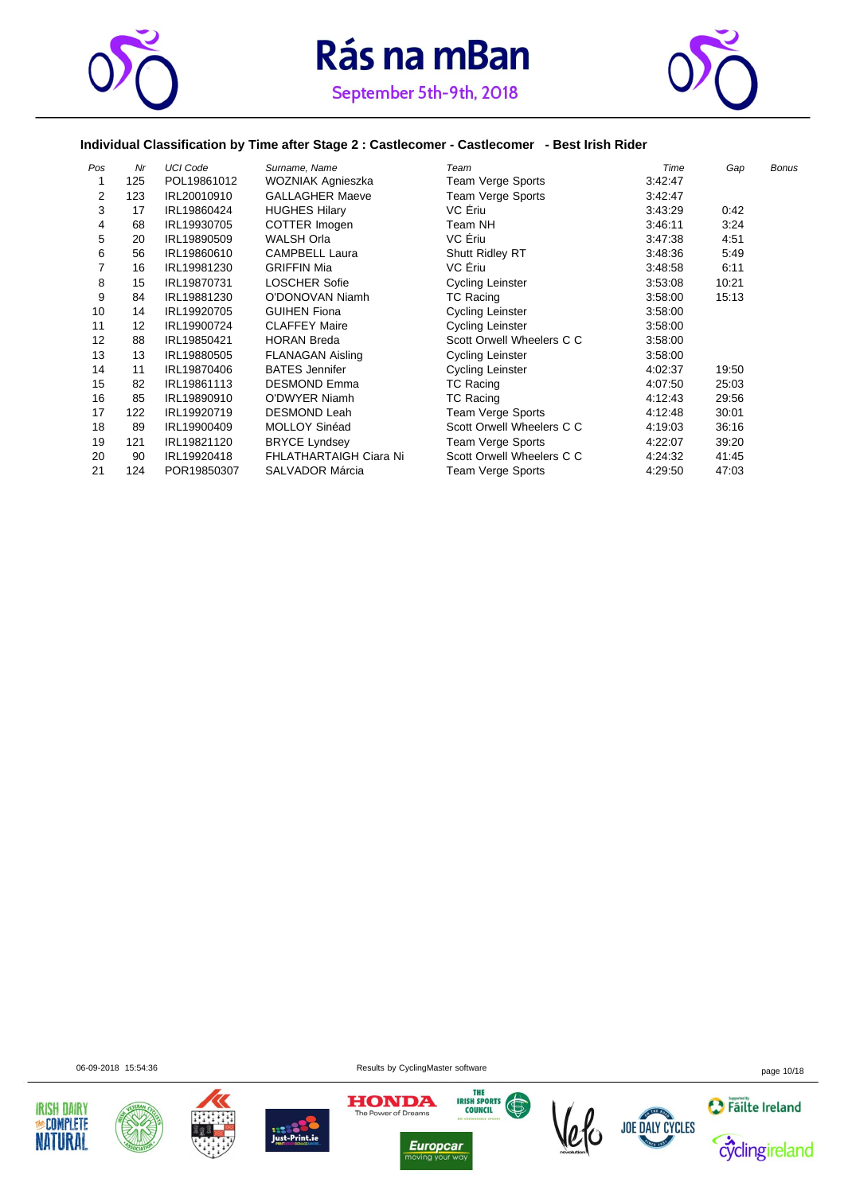# Rás na mBan

September 5th-9th, 2018

### Individual Classification by Time after Stage 2 : Castlecomer - Castlecomer - Best Irish Rider

| Pos | Nr | UCI Code | Surname, Name | Team | Time | Gap | Bonus |
|---|---|---|---|---|---|---|---|
| 1 | 125 | POL19861012 | WOZNIAK Agnieszka | Team Verge Sports | 3:42:47 | | |
| 2 | 123 | IRL20010910 | GALLAGHER Maeve | Team Verge Sports | 3:42:47 | | |
| 3 | 17 | IRL19860424 | HUGHES Hilary | VC Ériu | 3:43:29 | 0:42 | |
| 4 | 68 | IRL19930705 | COTTER Imogen | Team NH | 3:46:11 | 3:24 | |
| 5 | 20 | IRL19890509 | WALSH Orla | VC Ériu | 3:47:38 | 4:51 | |
| 6 | 56 | IRL19860610 | CAMPBELL Laura | Shutt Ridley RT | 3:48:36 | 5:49 | |
| 7 | 16 | IRL19981230 | GRIFFIN Mia | VC Ériu | 3:48:58 | 6:11 | |
| 8 | 15 | IRL19870731 | LOSCHER Sofie | Cycling Leinster | 3:53:08 | 10:21 | |
| 9 | 84 | IRL19881230 | O'DONOVAN Niamh | TC Racing | 3:58:00 | 15:13 | |
| 10 | 14 | IRL19920705 | GUIHEN Fiona | Cycling Leinster | 3:58:00 | | |
| 11 | 12 | IRL19900724 | CLAFFEY Maire | Cycling Leinster | 3:58:00 | | |
| 12 | 88 | IRL19850421 | HORAN Breda | Scott Orwell Wheelers C C | 3:58:00 | | |
| 13 | 13 | IRL19880505 | FLANAGAN Aisling | Cycling Leinster | 3:58:00 | | |
| 14 | 11 | IRL19870406 | BATES Jennifer | Cycling Leinster | 4:02:37 | 19:50 | |
| 15 | 82 | IRL19861113 | DESMOND Emma | TC Racing | 4:07:50 | 25:03 | |
| 16 | 85 | IRL19890910 | O'DWYER Niamh | TC Racing | 4:12:43 | 29:56 | |
| 17 | 122 | IRL19920719 | DESMOND Leah | Team Verge Sports | 4:12:48 | 30:01 | |
| 18 | 89 | IRL19900409 | MOLLOY Sinéad | Scott Orwell Wheelers C C | 4:19:03 | 36:16 | |
| 19 | 121 | IRL19821120 | BRYCE Lyndsey | Team Verge Sports | 4:22:07 | 39:20 | |
| 20 | 90 | IRL19920418 | FHLATHARTAIGH Ciara Ni | Scott Orwell Wheelers C C | 4:24:32 | 41:45 | |
| 21 | 124 | POR19850307 | SALVADOR Márcia | Team Verge Sports | 4:29:50 | 47:03 | |

06-09-2018 15:54:36

Results by CyclingMaster software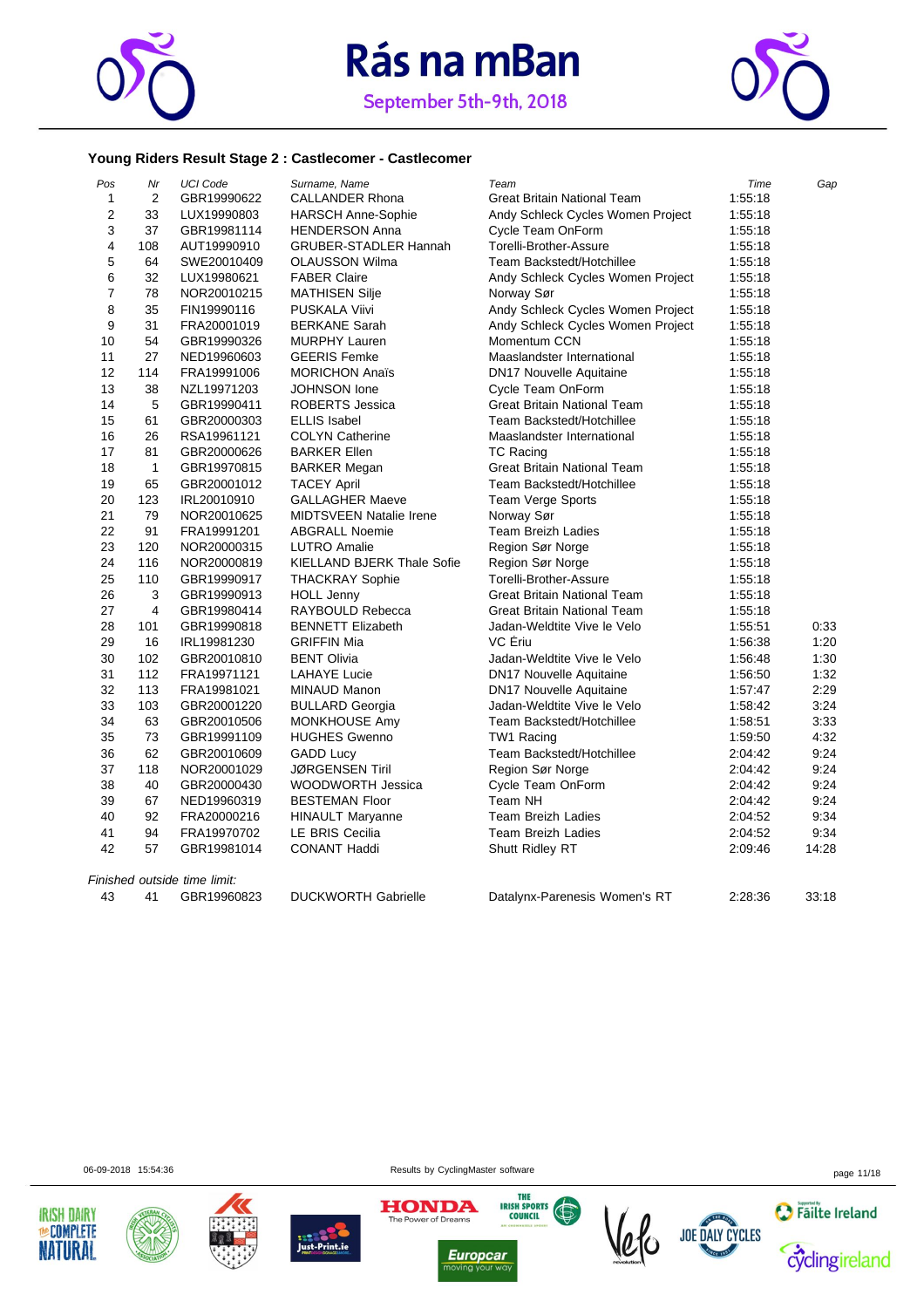# Rás na mBan

September 5th-9th, 2018

### Young Riders Result Stage 2 : Castlecomer - Castlecomer

| *Pos* | *Nr* | *UCI Code* | *Surname, Name* | *Team* | *Time* | *Gap* |
|---|---|---|---|---|---|---|
| 1 | 2 | GBR19990622 | CALLANDER Rhona | Great Britain National Team | 1:55:18 | |
| 2 | 33 | LUX19990803 | HARSCH Anne-Sophie | Andy Schleck Cycles Women Project | 1:55:18 | |
| 3 | 37 | GBR19981114 | HENDERSON Anna | Cycle Team OnForm | 1:55:18 | |
| 4 | 108 | AUT19990910 | GRUBER-STADLER Hannah | Torelli-Brother-Assure | 1:55:18 | |
| 5 | 64 | SWE20010409 | OLAUSSON Wilma | Team Backstedt/Hotchillee | 1:55:18 | |
| 6 | 32 | LUX19980621 | FABER Claire | Andy Schleck Cycles Women Project | 1:55:18 | |
| 7 | 78 | NOR20010215 | MATHISEN Silje | Norway Sør | 1:55:18 | |
| 8 | 35 | FIN19990116 | PUSKALA Viivi | Andy Schleck Cycles Women Project | 1:55:18 | |
| 9 | 31 | FRA20001019 | BERKANE Sarah | Andy Schleck Cycles Women Project | 1:55:18 | |
| 10 | 54 | GBR19990326 | MURPHY Lauren | Momentum CCN | 1:55:18 | |
| 11 | 27 | NED19960603 | GEERIS Femke | Maaslandster International | 1:55:18 | |
| 12 | 114 | FRA19991006 | MORICHON Anaïs | DN17 Nouvelle Aquitaine | 1:55:18 | |
| 13 | 38 | NZL19971203 | JOHNSON Ione | Cycle Team OnForm | 1:55:18 | |
| 14 | 5 | GBR19990411 | ROBERTS Jessica | Great Britain National Team | 1:55:18 | |
| 15 | 61 | GBR20000303 | ELLIS Isabel | Team Backstedt/Hotchillee | 1:55:18 | |
| 16 | 26 | RSA19961121 | COLYN Catherine | Maaslandster International | 1:55:18 | |
| 17 | 81 | GBR20000626 | BARKER Ellen | TC Racing | 1:55:18 | |
| 18 | 1 | GBR19970815 | BARKER Megan | Great Britain National Team | 1:55:18 | |
| 19 | 65 | GBR20001012 | TACEY April | Team Backstedt/Hotchillee | 1:55:18 | |
| 20 | 123 | IRL20010910 | GALLAGHER Maeve | Team Verge Sports | 1:55:18 | |
| 21 | 79 | NOR20010625 | MIDTSVEEN Natalie Irene | Norway Sør | 1:55:18 | |
| 22 | 91 | FRA19991201 | ABGRALL Noemie | Team Breizh Ladies | 1:55:18 | |
| 23 | 120 | NOR20000315 | LUTRO Amalie | Region Sør Norge | 1:55:18 | |
| 24 | 116 | NOR20000819 | KIELLAND BJERK Thale Sofie | Region Sør Norge | 1:55:18 | |
| 25 | 110 | GBR19990917 | THACKRAY Sophie | Torelli-Brother-Assure | 1:55:18 | |
| 26 | 3 | GBR19990913 | HOLL Jenny | Great Britain National Team | 1:55:18 | |
| 27 | 4 | GBR19980414 | RAYBOULD Rebecca | Great Britain National Team | 1:55:18 | |
| 28 | 101 | GBR19990818 | BENNETT Elizabeth | Jadan-Weldtite Vive le Velo | 1:55:51 | 0:33 |
| 29 | 16 | IRL19981230 | GRIFFIN Mia | VC Ériu | 1:56:38 | 1:20 |
| 30 | 102 | GBR20010810 | BENT Olivia | Jadan-Weldtite Vive le Velo | 1:56:48 | 1:30 |
| 31 | 112 | FRA19971121 | LAHAYE Lucie | DN17 Nouvelle Aquitaine | 1:56:50 | 1:32 |
| 32 | 113 | FRA19981021 | MINAUD Manon | DN17 Nouvelle Aquitaine | 1:57:47 | 2:29 |
| 33 | 103 | GBR20001220 | BULLARD Georgia | Jadan-Weldtite Vive le Velo | 1:58:42 | 3:24 |
| 34 | 63 | GBR20010506 | MONKHOUSE Amy | Team Backstedt/Hotchillee | 1:58:51 | 3:33 |
| 35 | 73 | GBR19991109 | HUGHES Gwenno | TW1 Racing | 1:59:50 | 4:32 |
| 36 | 62 | GBR20010609 | GADD Lucy | Team Backstedt/Hotchillee | 2:04:42 | 9:24 |
| 37 | 118 | NOR20001029 | JØRGENSEN Tiril | Region Sør Norge | 2:04:42 | 9:24 |
| 38 | 40 | GBR20000430 | WOODWORTH Jessica | Cycle Team OnForm | 2:04:42 | 9:24 |
| 39 | 67 | NED19960319 | BESTEMAN Floor | Team NH | 2:04:42 | 9:24 |
| 40 | 92 | FRA20000216 | HINAULT Maryanne | Team Breizh Ladies | 2:04:52 | 9:34 |
| 41 | 94 | FRA19970702 | LE BRIS Cecilia | Team Breizh Ladies | 2:04:52 | 9:34 |
| 42 | 57 | GBR19981014 | CONANT Haddi | Shutt Ridley RT | 2:09:46 | 14:28 |

*Finished outside time limit:*

| | | | | | | |
|---|---|---|---|---|---|---|
| 43 | 41 | GBR19960823 | DUCKWORTH Gabrielle | Datalynx-Parenesis Women's RT | 2:28:36 | 33:18 |

06-09-2018 15:54:36

Results by CyclingMaster software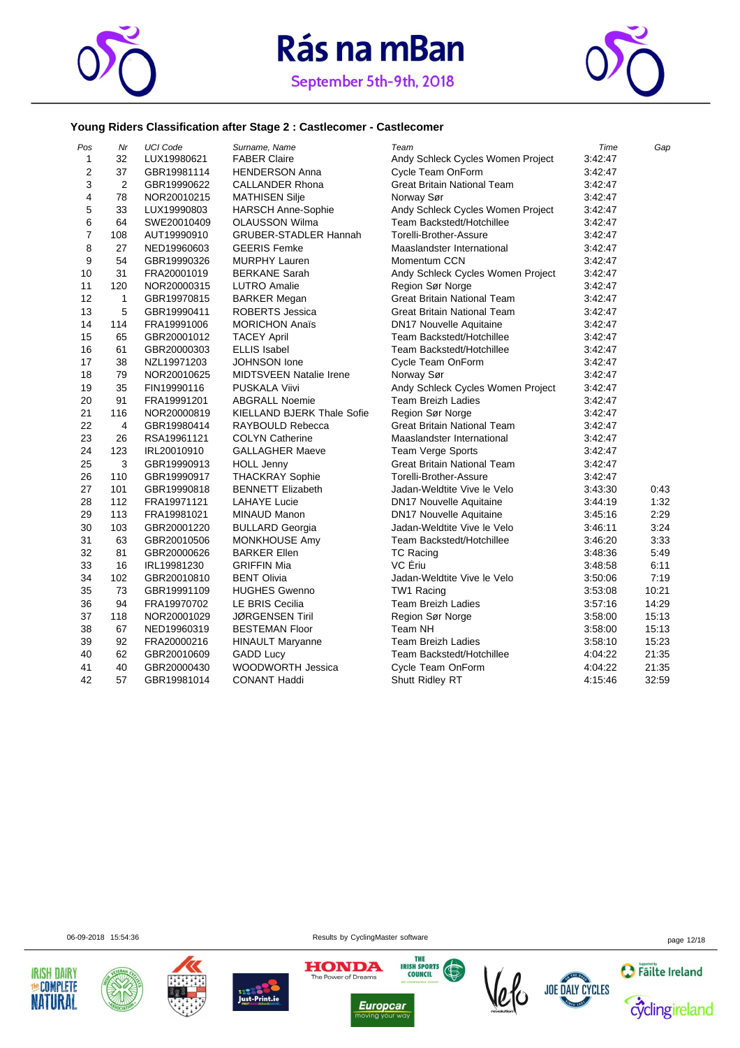# Rás na mBan

September 5th-9th, 2018

### Young Riders Classification after Stage 2 : Castlecomer - Castlecomer

| Pos | Nr | UCI Code | Surname, Name | Team | Time | Gap |
|---|---|---|---|---|---|---|
| 1 | 32 | LUX19980621 | FABER Claire | Andy Schleck Cycles Women Project | 3:42:47 | |
| 2 | 37 | GBR19981114 | HENDERSON Anna | Cycle Team OnForm | 3:42:47 | |
| 3 | 2 | GBR19990622 | CALLANDER Rhona | Great Britain National Team | 3:42:47 | |
| 4 | 78 | NOR20010215 | MATHISEN Silje | Norway Sør | 3:42:47 | |
| 5 | 33 | LUX19990803 | HARSCH Anne-Sophie | Andy Schleck Cycles Women Project | 3:42:47 | |
| 6 | 64 | SWE20010409 | OLAUSSON Wilma | Team Backstedt/Hotchillee | 3:42:47 | |
| 7 | 108 | AUT19990910 | GRUBER-STADLER Hannah | Torelli-Brother-Assure | 3:42:47 | |
| 8 | 27 | NED19960603 | GEERIS Femke | Maaslandster International | 3:42:47 | |
| 9 | 54 | GBR19990326 | MURPHY Lauren | Momentum CCN | 3:42:47 | |
| 10 | 31 | FRA20001019 | BERKANE Sarah | Andy Schleck Cycles Women Project | 3:42:47 | |
| 11 | 120 | NOR20000315 | LUTRO Amalie | Region Sør Norge | 3:42:47 | |
| 12 | 1 | GBR19970815 | BARKER Megan | Great Britain National Team | 3:42:47 | |
| 13 | 5 | GBR19990411 | ROBERTS Jessica | Great Britain National Team | 3:42:47 | |
| 14 | 114 | FRA19991006 | MORICHON Anaïs | DN17 Nouvelle Aquitaine | 3:42:47 | |
| 15 | 65 | GBR20001012 | TACEY April | Team Backstedt/Hotchillee | 3:42:47 | |
| 16 | 61 | GBR20000303 | ELLIS Isabel | Team Backstedt/Hotchillee | 3:42:47 | |
| 17 | 38 | NZL19971203 | JOHNSON Ione | Cycle Team OnForm | 3:42:47 | |
| 18 | 79 | NOR20010625 | MIDTSVEEN Natalie Irene | Norway Sør | 3:42:47 | |
| 19 | 35 | FIN19990116 | PUSKALA Viivi | Andy Schleck Cycles Women Project | 3:42:47 | |
| 20 | 91 | FRA19991201 | ABGRALL Noemie | Team Breizh Ladies | 3:42:47 | |
| 21 | 116 | NOR20000819 | KIELLAND BJERK Thale Sofie | Region Sør Norge | 3:42:47 | |
| 22 | 4 | GBR19980414 | RAYBOULD Rebecca | Great Britain National Team | 3:42:47 | |
| 23 | 26 | RSA19961121 | COLYN Catherine | Maaslandster International | 3:42:47 | |
| 24 | 123 | IRL20010910 | GALLAGHER Maeve | Team Verge Sports | 3:42:47 | |
| 25 | 3 | GBR19990913 | HOLL Jenny | Great Britain National Team | 3:42:47 | |
| 26 | 110 | GBR19990917 | THACKRAY Sophie | Torelli-Brother-Assure | 3:42:47 | |
| 27 | 101 | GBR19990818 | BENNETT Elizabeth | Jadan-Weldtite Vive le Velo | 3:43:30 | 0:43 |
| 28 | 112 | FRA19971121 | LAHAYE Lucie | DN17 Nouvelle Aquitaine | 3:44:19 | 1:32 |
| 29 | 113 | FRA19981021 | MINAUD Manon | DN17 Nouvelle Aquitaine | 3:45:16 | 2:29 |
| 30 | 103 | GBR20001220 | BULLARD Georgia | Jadan-Weldtite Vive le Velo | 3:46:11 | 3:24 |
| 31 | 63 | GBR20010506 | MONKHOUSE Amy | Team Backstedt/Hotchillee | 3:46:20 | 3:33 |
| 32 | 81 | GBR20000626 | BARKER Ellen | TC Racing | 3:48:36 | 5:49 |
| 33 | 16 | IRL19981230 | GRIFFIN Mia | VC Ériu | 3:48:58 | 6:11 |
| 34 | 102 | GBR20010810 | BENT Olivia | Jadan-Weldtite Vive le Velo | 3:50:06 | 7:19 |
| 35 | 73 | GBR19991109 | HUGHES Gwenno | TW1 Racing | 3:53:08 | 10:21 |
| 36 | 94 | FRA19970702 | LE BRIS Cecilia | Team Breizh Ladies | 3:57:16 | 14:29 |
| 37 | 118 | NOR20001029 | JØRGENSEN Tiril | Region Sør Norge | 3:58:00 | 15:13 |
| 38 | 67 | NED19960319 | BESTEMAN Floor | Team NH | 3:58:00 | 15:13 |
| 39 | 92 | FRA20000216 | HINAULT Maryanne | Team Breizh Ladies | 3:58:10 | 15:23 |
| 40 | 62 | GBR20010609 | GADD Lucy | Team Backstedt/Hotchillee | 4:04:22 | 21:35 |
| 41 | 40 | GBR20000430 | WOODWORTH Jessica | Cycle Team OnForm | 4:04:22 | 21:35 |
| 42 | 57 | GBR19981014 | CONANT Haddi | Shutt Ridley RT | 4:15:46 | 32:59 |

06-09-2018 15:54:36 Results by CyclingMaster software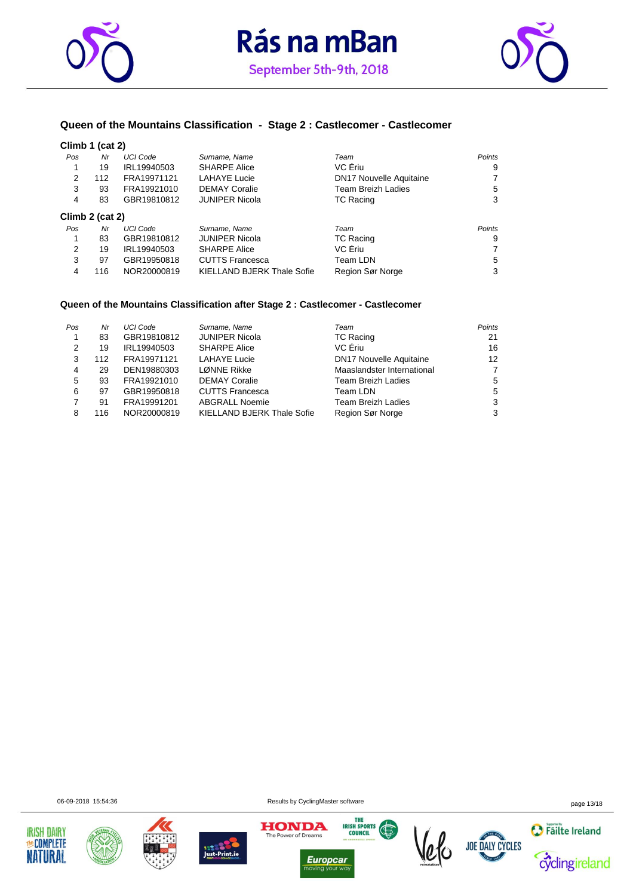## Queen of the Mountains Classification - Stage 2 : Castlecomer - Castlecomer

### Climb 1 (cat 2)

| Pos | Nr | UCI Code | Surname, Name | Team | Points |
|---|---|---|---|---|---|
| 1 | 19 | IRL19940503 | SHARPE Alice | VC Ériu | 9 |
| 2 | 112 | FRA19971121 | LAHAYE Lucie | DN17 Nouvelle Aquitaine | 7 |
| 3 | 93 | FRA19921010 | DEMAY Coralie | Team Breizh Ladies | 5 |
| 4 | 83 | GBR19810812 | JUNIPER Nicola | TC Racing | 3 |

### Climb 2 (cat 2)

| Pos | Nr | UCI Code | Surname, Name | Team | Points |
|---|---|---|---|---|---|
| 1 | 83 | GBR19810812 | JUNIPER Nicola | TC Racing | 9 |
| 2 | 19 | IRL19940503 | SHARPE Alice | VC Ériu | 7 |
| 3 | 97 | GBR19950818 | CUTTS Francesca | Team LDN | 5 |
| 4 | 116 | NOR20000819 | KIELLAND BJERK Thale Sofie | Region Sør Norge | 3 |

## Queen of the Mountains Classification after Stage 2 : Castlecomer - Castlecomer

| Pos | Nr | UCI Code | Surname, Name | Team | Points |
|---|---|---|---|---|---|
| 1 | 83 | GBR19810812 | JUNIPER Nicola | TC Racing | 21 |
| 2 | 19 | IRL19940503 | SHARPE Alice | VC Ériu | 16 |
| 3 | 112 | FRA19971121 | LAHAYE Lucie | DN17 Nouvelle Aquitaine | 12 |
| 4 | 29 | DEN19880303 | LØNNE Rikke | Maaslandster International | 7 |
| 5 | 93 | FRA19921010 | DEMAY Coralie | Team Breizh Ladies | 5 |
| 6 | 97 | GBR19950818 | CUTTS Francesca | Team LDN | 5 |
| 7 | 91 | FRA19991201 | ABGRALL Noemie | Team Breizh Ladies | 3 |
| 8 | 116 | NOR20000819 | KIELLAND BJERK Thale Sofie | Region Sør Norge | 3 |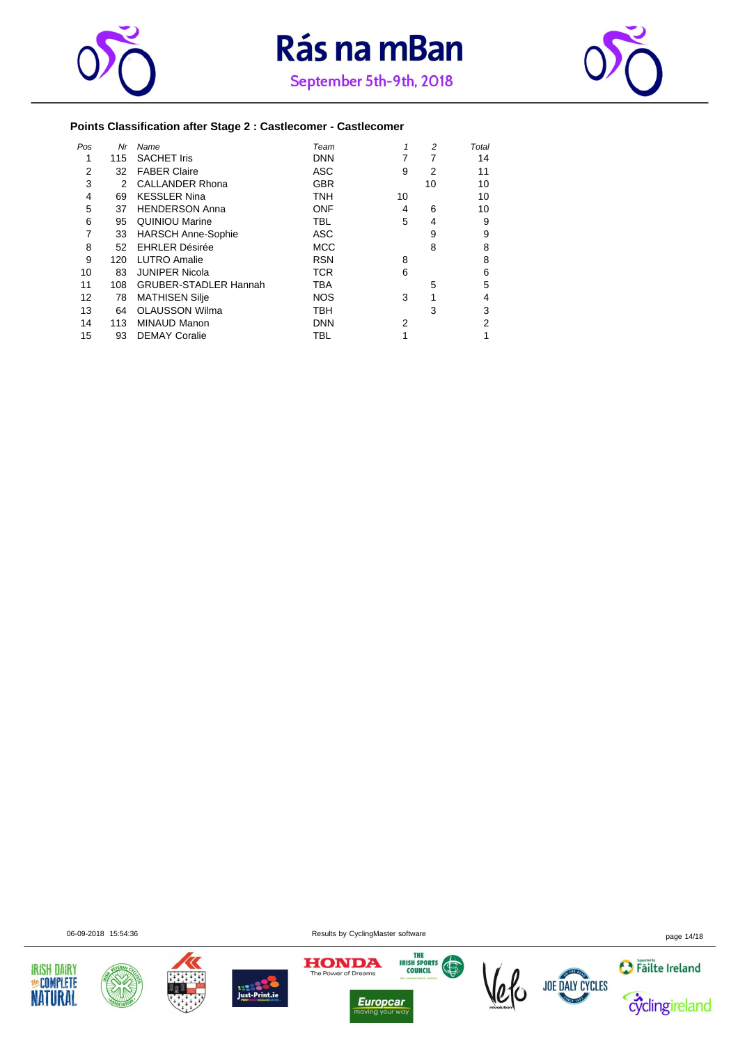# Rás na mBan

September 5th-9th, 2018

### Points Classification after Stage 2 : Castlecomer - Castlecomer

| Pos | Nr | Name | Team | 1 | 2 | Total |
|---|---|---|---|---|---|---|
| 1 | 115 | SACHET Iris | DNN | 7 | 7 | 14 |
| 2 | 32 | FABER Claire | ASC | 9 | 2 | 11 |
| 3 | 2 | CALLANDER Rhona | GBR | | 10 | 10 |
| 4 | 69 | KESSLER Nina | TNH | 10 | | 10 |
| 5 | 37 | HENDERSON Anna | ONF | 4 | 6 | 10 |
| 6 | 95 | QUINIOU Marine | TBL | 5 | 4 | 9 |
| 7 | 33 | HARSCH Anne-Sophie | ASC | | 9 | 9 |
| 8 | 52 | EHRLER Désirée | MCC | | 8 | 8 |
| 9 | 120 | LUTRO Amalie | RSN | 8 | | 8 |
| 10 | 83 | JUNIPER Nicola | TCR | 6 | | 6 |
| 11 | 108 | GRUBER-STADLER Hannah | TBA | | 5 | 5 |
| 12 | 78 | MATHISEN Silje | NOS | 3 | 1 | 4 |
| 13 | 64 | OLAUSSON Wilma | TBH | | 3 | 3 |
| 14 | 113 | MINAUD Manon | DNN | 2 | | 2 |
| 15 | 93 | DEMAY Coralie | TBL | 1 | | 1 |

06-09-2018 15:54:36

Results by CyclingMaster software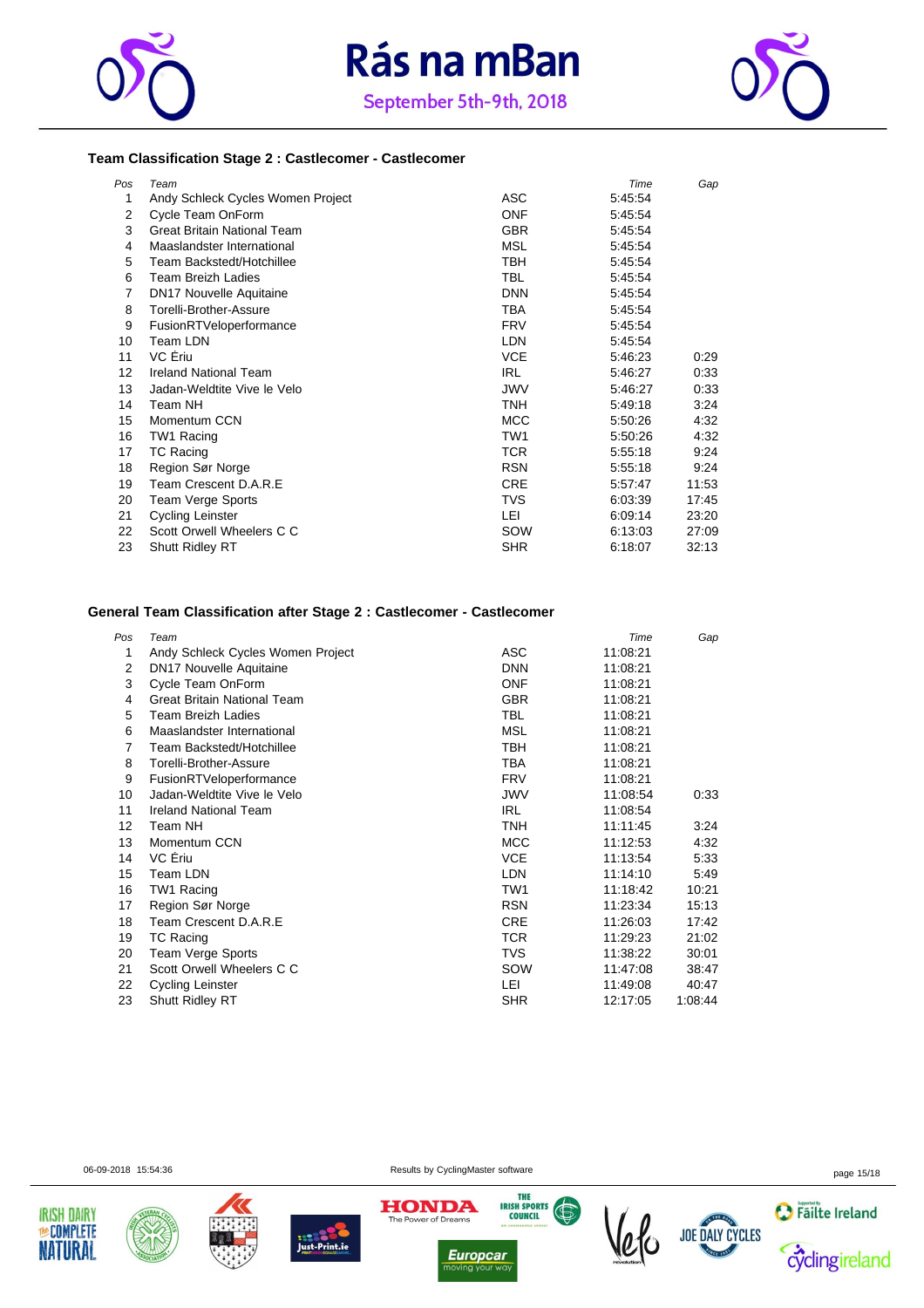# Rás na mBan

September 5th-9th, 2018

### Team Classification Stage 2 : Castlecomer - Castlecomer

| Pos | Team | | Time | Gap |
|---|---|---|---|---|
| 1 | Andy Schleck Cycles Women Project | ASC | 5:45:54 | |
| 2 | Cycle Team OnForm | ONF | 5:45:54 | |
| 3 | Great Britain National Team | GBR | 5:45:54 | |
| 4 | Maaslandster International | MSL | 5:45:54 | |
| 5 | Team Backstedt/Hotchillee | TBH | 5:45:54 | |
| 6 | Team Breizh Ladies | TBL | 5:45:54 | |
| 7 | DN17 Nouvelle Aquitaine | DNN | 5:45:54 | |
| 8 | Torelli-Brother-Assure | TBA | 5:45:54 | |
| 9 | FusionRTVeloperformance | FRV | 5:45:54 | |
| 10 | Team LDN | LDN | 5:45:54 | |
| 11 | VC Ériu | VCE | 5:46:23 | 0:29 |
| 12 | Ireland National Team | IRL | 5:46:27 | 0:33 |
| 13 | Jadan-Weldtite Vive le Velo | JWV | 5:46:27 | 0:33 |
| 14 | Team NH | TNH | 5:49:18 | 3:24 |
| 15 | Momentum CCN | MCC | 5:50:26 | 4:32 |
| 16 | TW1 Racing | TW1 | 5:50:26 | 4:32 |
| 17 | TC Racing | TCR | 5:55:18 | 9:24 |
| 18 | Region Sør Norge | RSN | 5:55:18 | 9:24 |
| 19 | Team Crescent D.A.R.E | CRE | 5:57:47 | 11:53 |
| 20 | Team Verge Sports | TVS | 6:03:39 | 17:45 |
| 21 | Cycling Leinster | LEI | 6:09:14 | 23:20 |
| 22 | Scott Orwell Wheelers C C | SOW | 6:13:03 | 27:09 |
| 23 | Shutt Ridley RT | SHR | 6:18:07 | 32:13 |

### General Team Classification after Stage 2 : Castlecomer - Castlecomer

| Pos | Team | | Time | Gap |
|---|---|---|---|---|
| 1 | Andy Schleck Cycles Women Project | ASC | 11:08:21 | |
| 2 | DN17 Nouvelle Aquitaine | DNN | 11:08:21 | |
| 3 | Cycle Team OnForm | ONF | 11:08:21 | |
| 4 | Great Britain National Team | GBR | 11:08:21 | |
| 5 | Team Breizh Ladies | TBL | 11:08:21 | |
| 6 | Maaslandster International | MSL | 11:08:21 | |
| 7 | Team Backstedt/Hotchillee | TBH | 11:08:21 | |
| 8 | Torelli-Brother-Assure | TBA | 11:08:21 | |
| 9 | FusionRTVeloperformance | FRV | 11:08:21 | |
| 10 | Jadan-Weldtite Vive le Velo | JWV | 11:08:54 | 0:33 |
| 11 | Ireland National Team | IRL | 11:08:54 | |
| 12 | Team NH | TNH | 11:11:45 | 3:24 |
| 13 | Momentum CCN | MCC | 11:12:53 | 4:32 |
| 14 | VC Ériu | VCE | 11:13:54 | 5:33 |
| 15 | Team LDN | LDN | 11:14:10 | 5:49 |
| 16 | TW1 Racing | TW1 | 11:18:42 | 10:21 |
| 17 | Region Sør Norge | RSN | 11:23:34 | 15:13 |
| 18 | Team Crescent D.A.R.E | CRE | 11:26:03 | 17:42 |
| 19 | TC Racing | TCR | 11:29:23 | 21:02 |
| 20 | Team Verge Sports | TVS | 11:38:22 | 30:01 |
| 21 | Scott Orwell Wheelers C C | SOW | 11:47:08 | 38:47 |
| 22 | Cycling Leinster | LEI | 11:49:08 | 40:47 |
| 23 | Shutt Ridley RT | SHR | 12:17:05 | 1:08:44 |

06-09-2018 15:54:36 Results by CyclingMaster software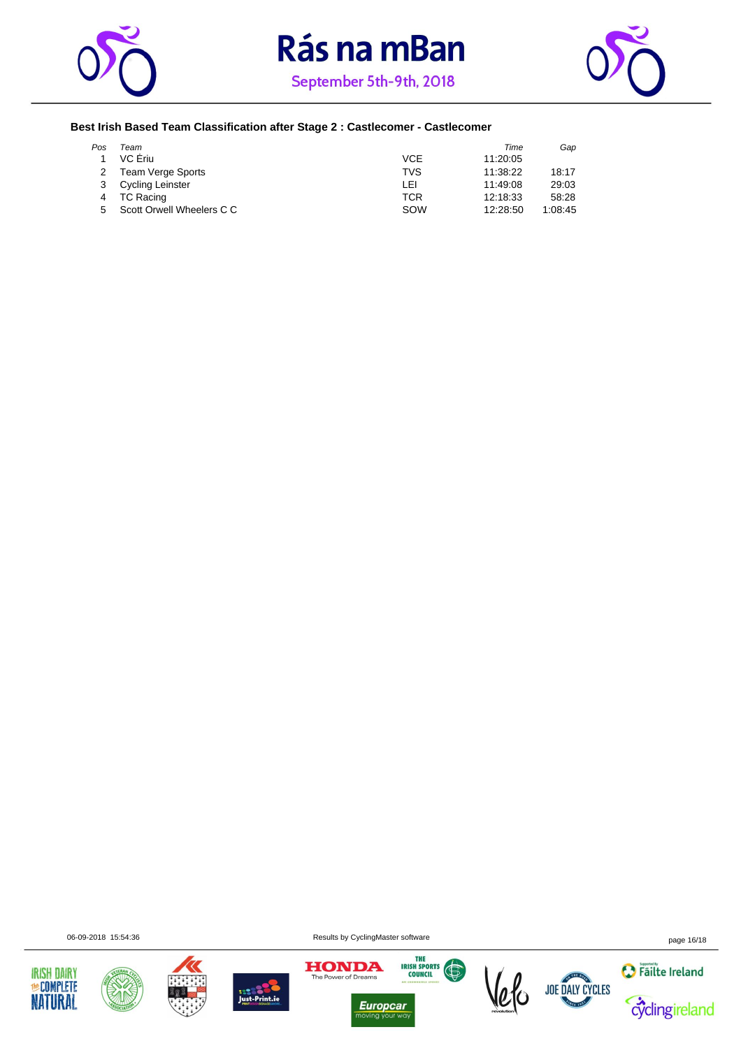# Rás na mBan

September 5th-9th, 2018

### Best Irish Based Team Classification after Stage 2 : Castlecomer - Castlecomer

| Pos | Team | | Time | Gap |
|---|---|---|---|---|
| 1 | VC Ériu | VCE | 11:20:05 | |
| 2 | Team Verge Sports | TVS | 11:38:22 | 18:17 |
| 3 | Cycling Leinster | LEI | 11:49:08 | 29:03 |
| 4 | TC Racing | TCR | 12:18:33 | 58:28 |
| 5 | Scott Orwell Wheelers C C | SOW | 12:28:50 | 1:08:45 |

06-09-2018 15:54:36

Results by CyclingMaster software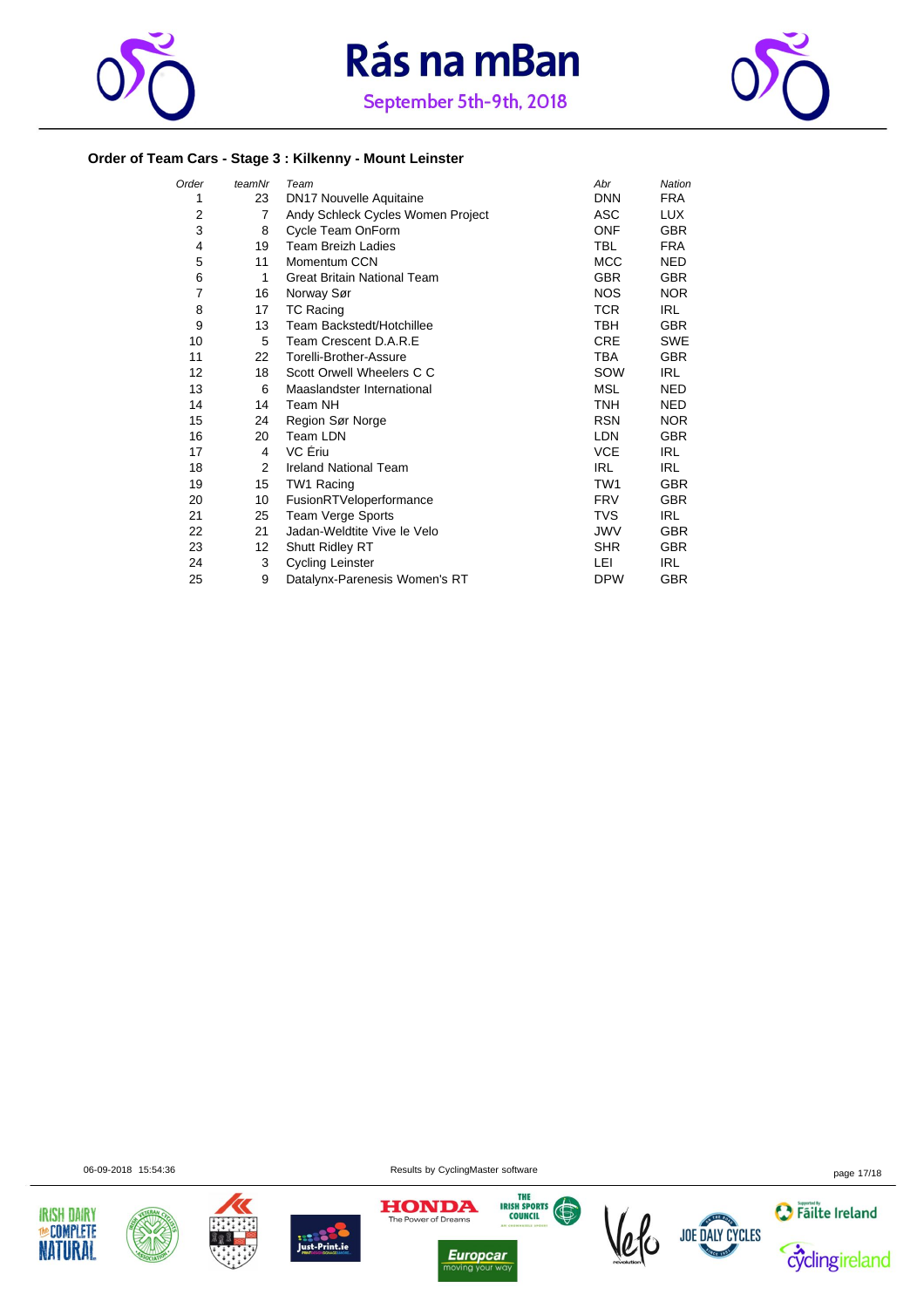# Rás na mBan

September 5th-9th, 2018

### Order of Team Cars - Stage 3 : Kilkenny - Mount Leinster

| *Order* | *teamNr* | *Team* | *Abr* | *Nation* |
|---|---|---|---|---|
| 1 | 23 | DN17 Nouvelle Aquitaine | DNN | FRA |
| 2 | 7 | Andy Schleck Cycles Women Project | ASC | LUX |
| 3 | 8 | Cycle Team OnForm | ONF | GBR |
| 4 | 19 | Team Breizh Ladies | TBL | FRA |
| 5 | 11 | Momentum CCN | MCC | NED |
| 6 | 1 | Great Britain National Team | GBR | GBR |
| 7 | 16 | Norway Sør | NOS | NOR |
| 8 | 17 | TC Racing | TCR | IRL |
| 9 | 13 | Team Backstedt/Hotchillee | TBH | GBR |
| 10 | 5 | Team Crescent D.A.R.E | CRE | SWE |
| 11 | 22 | Torelli-Brother-Assure | TBA | GBR |
| 12 | 18 | Scott Orwell Wheelers C C | SOW | IRL |
| 13 | 6 | Maaslandster International | MSL | NED |
| 14 | 14 | Team NH | TNH | NED |
| 15 | 24 | Region Sør Norge | RSN | NOR |
| 16 | 20 | Team LDN | LDN | GBR |
| 17 | 4 | VC Ériu | VCE | IRL |
| 18 | 2 | Ireland National Team | IRL | IRL |
| 19 | 15 | TW1 Racing | TW1 | GBR |
| 20 | 10 | FusionRTVeloperformance | FRV | GBR |
| 21 | 25 | Team Verge Sports | TVS | IRL |
| 22 | 21 | Jadan-Weldtite Vive le Velo | JWV | GBR |
| 23 | 12 | Shutt Ridley RT | SHR | GBR |
| 24 | 3 | Cycling Leinster | LEI | IRL |
| 25 | 9 | Datalynx-Parenesis Women's RT | DPW | GBR |

06-09-2018 15:54:36

Results by CyclingMaster software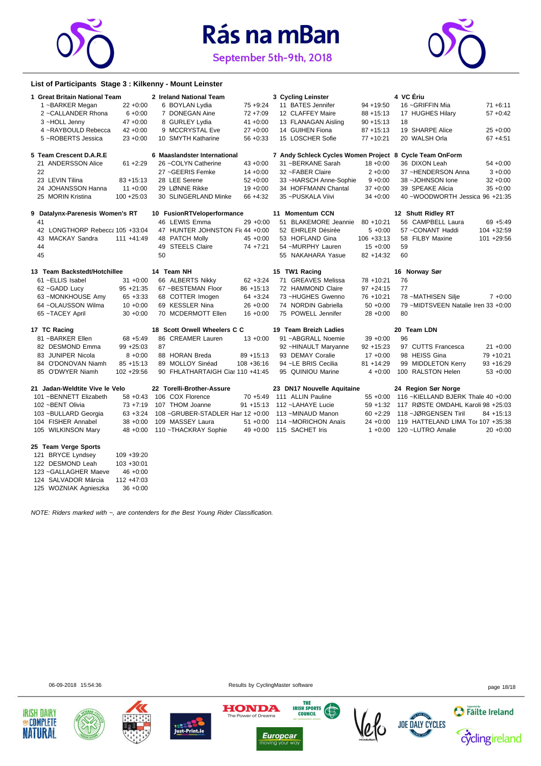# Rás na mBan

September 5th-9th, 2018

## List of Participants Stage 3 : Kilkenny - Mount Leinster

**1 Great Britain National Team**
1 ~BARKER Megan 22 +0:00
2 ~CALLANDER Rhona 6 +0:00
3 ~HOLL Jenny 47 +0:00
4 ~RAYBOULD Rebecca 42 +0:00
5 ~ROBERTS Jessica 23 +0:00

**2 Ireland National Team**
6 BOYLAN Lydia 75 +9:24
7 DONEGAN Aine 72 +7:09
8 GURLEY Lydia 41 +0:00
9 MCCRYSTAL Eve 27 +0:00
10 SMYTH Katharine 56 +0:33

**3 Cycling Leinster**
11 BATES Jennifer 94 +19:50
12 CLAFFEY Maire 88 +15:13
13 FLANAGAN Aisling 90 +15:13
14 GUIHEN Fiona 87 +15:13
15 LOSCHER Sofie 77 +10:21

**4 VC Ériu**
16 ~GRIFFIN Mia 71 +6:11
17 HUGHES Hilary 57 +0:42
18
19 SHARPE Alice 25 +0:00
20 WALSH Orla 67 +4:51

**5 Team Crescent D.A.R.E**
21 ANDERSSON Alice 61 +2:29
22
23 LEVIN Tilina 83 +15:13
24 JOHANSSON Hanna 11 +0:00
25 MORIN Kristina 100 +25:03

**6 Maaslandster International**
26 ~COLYN Catherine 43 +0:00
27 ~GEERIS Femke 14 +0:00
28 LEE Serene 52 +0:00
29 LØNNE Rikke 19 +0:00
30 SLINGERLAND Minke 66 +4:32

**7 Andy Schleck Cycles Women Project**
31 ~BERKANE Sarah 18 +0:00
32 ~FABER Claire 2 +0:00
33 ~HARSCH Anne-Sophie 9 +0:00
34 HOFFMANN Chantal 37 +0:00
35 ~PUSKALA Viivi 34 +0:00

**8 Cycle Team OnForm**
36 DIXON Leah 54 +0:00
37 ~HENDERSON Anna 3 +0:00
38 ~JOHNSON Ione 32 +0:00
39 SPEAKE Alicia 35 +0:00
40 ~WOODWORTH Jessica 96 +21:35

**9 Datalynx-Parenesis Women's RT**
41
42 LONGTHORP Rebecca 105 +33:04
43 MACKAY Sandra 111 +41:49
44
45

**10 FusionRTVeloperformance**
46 LEWIS Emma 29 +0:00
47 HUNTER JOHNSTON Fi 44 +0:00
48 PATCH Molly 45 +0:00
49 STEELS Claire 74 +7:21
50

**11 Momentum CCN**
51 BLAKEMORE Jeannie 80 +10:21
52 EHRLER Désirée 5 +0:00
53 HOFLAND Gina 106 +33:13
54 ~MURPHY Lauren 15 +0:00
55 NAKAHARA Yasue 82 +14:32

**12 Shutt Ridley RT**
56 CAMPBELL Laura 69 +5:49
57 ~CONANT Haddi 104 +32:59
58 FILBY Maxine 101 +29:56
59
60

**13 Team Backstedt/Hotchillee**
61 ~ELLIS Isabel 31 +0:00
62 ~GADD Lucy 95 +21:35
63 ~MONKHOUSE Amy 65 +3:33
64 ~OLAUSSON Wilma 10 +0:00
65 ~TACEY April 30 +0:00

**14 Team NH**
66 ALBERTS Nikky 62 +3:24
67 ~BESTEMAN Floor 86 +15:13
68 COTTER Imogen 64 +3:24
69 KESSLER Nina 26 +0:00
70 MCDERMOTT Ellen 16 +0:00

**15 TW1 Racing**
71 GREAVES Melissa 78 +10:21
72 HAMMOND Claire 97 +24:15
73 ~HUGHES Gwenno 76 +10:21
74 NORDIN Gabriella 50 +0:00
75 POWELL Jennifer 28 +0:00

**16 Norway Sør**
76
77
78 ~MATHISEN Silje 7 +0:00
79 ~MIDTSVEEN Natalie Iren 33 +0:00
80

**17 TC Racing**
81 ~BARKER Ellen 68 +5:49
82 DESMOND Emma 99 +25:03
83 JUNIPER Nicola 8 +0:00
84 O'DONOVAN Niamh 85 +15:13
85 O'DWYER Niamh 102 +29:56

**18 Scott Orwell Wheelers C C**
86 CREAMER Lauren 13 +0:00
87
88 HORAN Breda 89 +15:13
89 MOLLOY Sinéad 108 +36:16
90 FHLATHARTAIGH Ciar 110 +41:45

**19 Team Breizh Ladies**
91 ~ABGRALL Noemie 39 +0:00
92 ~HINAULT Maryanne 92 +15:23
93 DEMAY Coralie 17 +0:00
94 ~LE BRIS Cecilia 81 +14:29
95 QUINIOU Marine 4 +0:00

**20 Team LDN**
96
97 CUTTS Francesca 21 +0:00
98 HEISS Gina 79 +10:21
99 MIDDLETON Kerry 93 +16:29
100 RALSTON Helen 53 +0:00

**21 Jadan-Weldtite Vive le Velo**
101 ~BENNETT Elizabeth 58 +0:43
102 ~BENT Olivia 73 +7:19
103 ~BULLARD Georgia 63 +3:24
104 FISHER Annabel 38 +0:00
105 WILKINSON Mary 48 +0:00

**22 Torelli-Brother-Assure**
106 COX Florence 70 +5:49
107 THOM Joanne 91 +15:13
108 ~GRUBER-STADLER Han 12 +0:00
109 MASSEY Laura 51 +0:00
110 ~THACKRAY Sophie 49 +0:00

**23 DN17 Nouvelle Aquitaine**
111 ALLIN Pauline 55 +0:00
112 ~LAHAYE Lucie 59 +1:32
113 ~MINAUD Manon 60 +2:29
114 ~MORICHON Anaïs 24 +0:00
115 SACHET Iris 1 +0:00

**24 Region Sør Norge**
116 ~KIELLAND BJERK Thale 40 +0:00
117 RØSTE OMDAHL Karoli 98 +25:03
118 ~JØRGENSEN Tiril 84 +15:13
119 HATTELAND LIMA Tor 107 +35:38
120 ~LUTRO Amalie 20 +0:00

**25 Team Verge Sports**
121 BRYCE Lyndsey 109 +39:20
122 DESMOND Leah 103 +30:01
123 ~GALLAGHER Maeve 46 +0:00
124 SALVADOR Márcia 112 +47:03
125 WOZNIAK Agnieszka 36 +0:00

*NOTE: Riders marked with ~, are contenders for the Best Young Rider Classification.*

06-09-2018 15:54:36 Results by CyclingMaster software